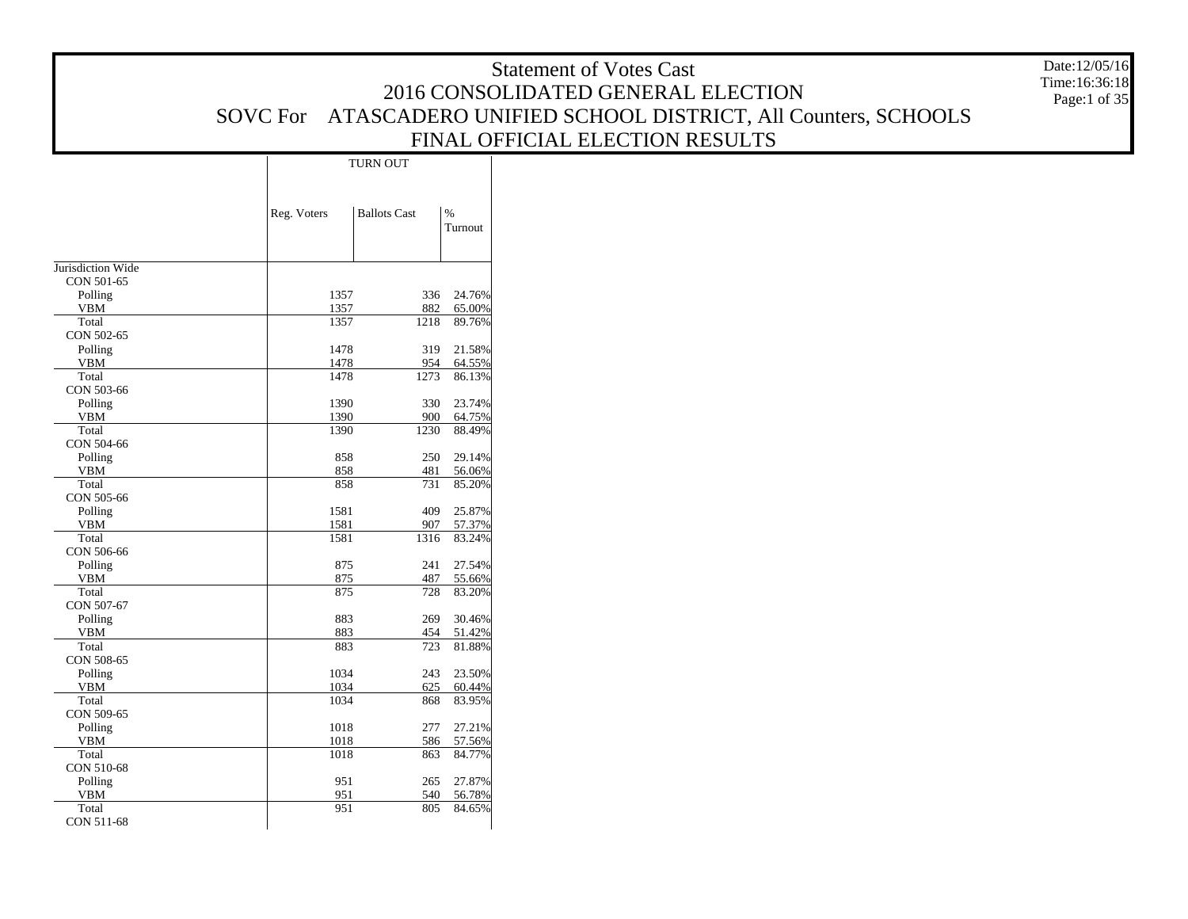# Statement of Votes Cast
## 2016 CONSOLIDATED GENERAL ELECTION
## SOVC For ATASCADERO UNIFIED SCHOOL DISTRICT, All Counters, SCHOOLS
## FINAL OFFICIAL ELECTION RESULTS

Date:12/05/16
Time:16:36:18

| | TURN OUT | | |
|---|---|---|---|
| | Reg. Voters | Ballots Cast | % Turnout |
| Jurisdiction Wide | | | |
| CON 501-65 | | | |
| Polling | 1357 | 336 | 24.76% |
| VBM | 1357 | 882 | 65.00% |
| Total | 1357 | 1218 | 89.76% |
| CON 502-65 | | | |
| Polling | 1478 | 319 | 21.58% |
| VBM | 1478 | 954 | 64.55% |
| Total | 1478 | 1273 | 86.13% |
| CON 503-66 | | | |
| Polling | 1390 | 330 | 23.74% |
| VBM | 1390 | 900 | 64.75% |
| Total | 1390 | 1230 | 88.49% |
| CON 504-66 | | | |
| Polling | 858 | 250 | 29.14% |
| VBM | 858 | 481 | 56.06% |
| Total | 858 | 731 | 85.20% |
| CON 505-66 | | | |
| Polling | 1581 | 409 | 25.87% |
| VBM | 1581 | 907 | 57.37% |
| Total | 1581 | 1316 | 83.24% |
| CON 506-66 | | | |
| Polling | 875 | 241 | 27.54% |
| VBM | 875 | 487 | 55.66% |
| Total | 875 | 728 | 83.20% |
| CON 507-67 | | | |
| Polling | 883 | 269 | 30.46% |
| VBM | 883 | 454 | 51.42% |
| Total | 883 | 723 | 81.88% |
| CON 508-65 | | | |
| Polling | 1034 | 243 | 23.50% |
| VBM | 1034 | 625 | 60.44% |
| Total | 1034 | 868 | 83.95% |
| CON 509-65 | | | |
| Polling | 1018 | 277 | 27.21% |
| VBM | 1018 | 586 | 57.56% |
| Total | 1018 | 863 | 84.77% |
| CON 510-68 | | | |
| Polling | 951 | 265 | 27.87% |
| VBM | 951 | 540 | 56.78% |
| Total | 951 | 805 | 84.65% |
| CON 511-68 | | | |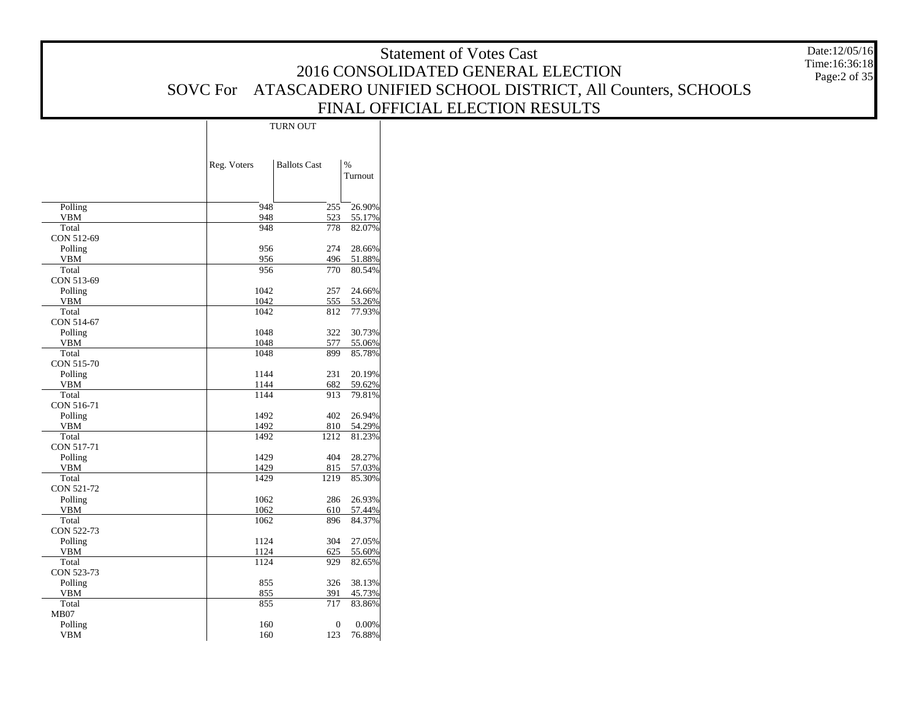# Statement of Votes Cast

## 2016 CONSOLIDATED GENERAL ELECTION

## SOVC For ATASCADERO UNIFIED SCHOOL DISTRICT, All Counters, SCHOOLS

## FINAL OFFICIAL ELECTION RESULTS

Date:12/05/16
Time:16:36:18

| | TURN OUT | | |
|---|---|---|---|
| | Reg. Voters | Ballots Cast | % Turnout |
| Polling | 948 | 255 | 26.90% |
| VBM | 948 | 523 | 55.17% |
| Total | 948 | 778 | 82.07% |
| CON 512-69 | | | |
| Polling | 956 | 274 | 28.66% |
| VBM | 956 | 496 | 51.88% |
| Total | 956 | 770 | 80.54% |
| CON 513-69 | | | |
| Polling | 1042 | 257 | 24.66% |
| VBM | 1042 | 555 | 53.26% |
| Total | 1042 | 812 | 77.93% |
| CON 514-67 | | | |
| Polling | 1048 | 322 | 30.73% |
| VBM | 1048 | 577 | 55.06% |
| Total | 1048 | 899 | 85.78% |
| CON 515-70 | | | |
| Polling | 1144 | 231 | 20.19% |
| VBM | 1144 | 682 | 59.62% |
| Total | 1144 | 913 | 79.81% |
| CON 516-71 | | | |
| Polling | 1492 | 402 | 26.94% |
| VBM | 1492 | 810 | 54.29% |
| Total | 1492 | 1212 | 81.23% |
| CON 517-71 | | | |
| Polling | 1429 | 404 | 28.27% |
| VBM | 1429 | 815 | 57.03% |
| Total | 1429 | 1219 | 85.30% |
| CON 521-72 | | | |
| Polling | 1062 | 286 | 26.93% |
| VBM | 1062 | 610 | 57.44% |
| Total | 1062 | 896 | 84.37% |
| CON 522-73 | | | |
| Polling | 1124 | 304 | 27.05% |
| VBM | 1124 | 625 | 55.60% |
| Total | 1124 | 929 | 82.65% |
| CON 523-73 | | | |
| Polling | 855 | 326 | 38.13% |
| VBM | 855 | 391 | 45.73% |
| Total | 855 | 717 | 83.86% |
| MB07 | | | |
| Polling | 160 | 0 | 0.00% |
| VBM | 160 | 123 | 76.88% |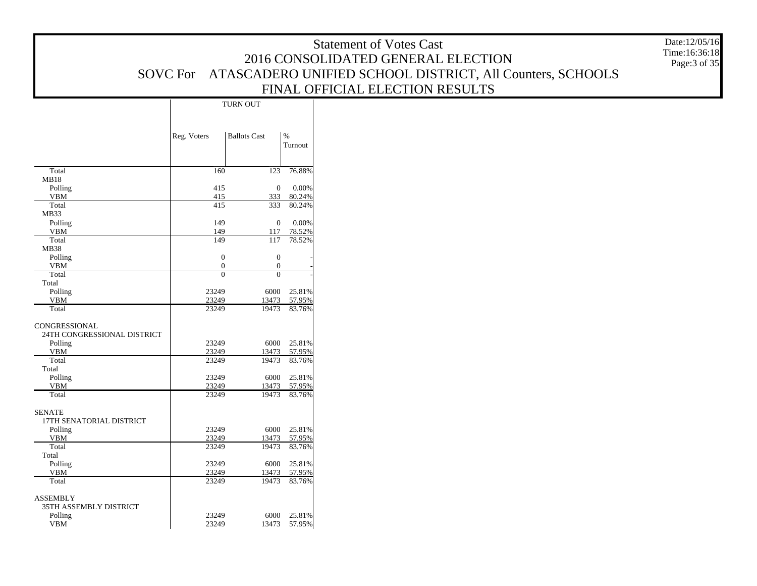# Statement of Votes Cast
## 2016 CONSOLIDATED GENERAL ELECTION
## SOVC For ATASCADERO UNIFIED SCHOOL DISTRICT, All Counters, SCHOOLS
## FINAL OFFICIAL ELECTION RESULTS

Date:12/05/16
Time:16:36:18

| | TURN OUT | | |
|---|---|---|---|
| | Reg. Voters | Ballots Cast | % Turnout |
| Total | 160 | 123 | 76.88% |
| MB18 | | | |
| Polling | 415 | 0 | 0.00% |
| VBM | 415 | 333 | 80.24% |
| Total | 415 | 333 | 80.24% |
| MB33 | | | |
| Polling | 149 | 0 | 0.00% |
| VBM | 149 | 117 | 78.52% |
| Total | 149 | 117 | 78.52% |
| MB38 | | | |
| Polling | 0 | 0 | - |
| VBM | 0 | 0 | - |
| Total | 0 | 0 | - |
| Total | | | |
| Polling | 23249 | 6000 | 25.81% |
| VBM | 23249 | 13473 | 57.95% |
| Total | 23249 | 19473 | 83.76% |
| CONGRESSIONAL | | | |
| 24TH CONGRESSIONAL DISTRICT | | | |
| Polling | 23249 | 6000 | 25.81% |
| VBM | 23249 | 13473 | 57.95% |
| Total | 23249 | 19473 | 83.76% |
| Total | | | |
| Polling | 23249 | 6000 | 25.81% |
| VBM | 23249 | 13473 | 57.95% |
| Total | 23249 | 19473 | 83.76% |
| SENATE | | | |
| 17TH SENATORIAL DISTRICT | | | |
| Polling | 23249 | 6000 | 25.81% |
| VBM | 23249 | 13473 | 57.95% |
| Total | 23249 | 19473 | 83.76% |
| Total | | | |
| Polling | 23249 | 6000 | 25.81% |
| VBM | 23249 | 13473 | 57.95% |
| Total | 23249 | 19473 | 83.76% |
| ASSEMBLY | | | |
| 35TH ASSEMBLY DISTRICT | | | |
| Polling | 23249 | 6000 | 25.81% |
| VBM | 23249 | 13473 | 57.95% |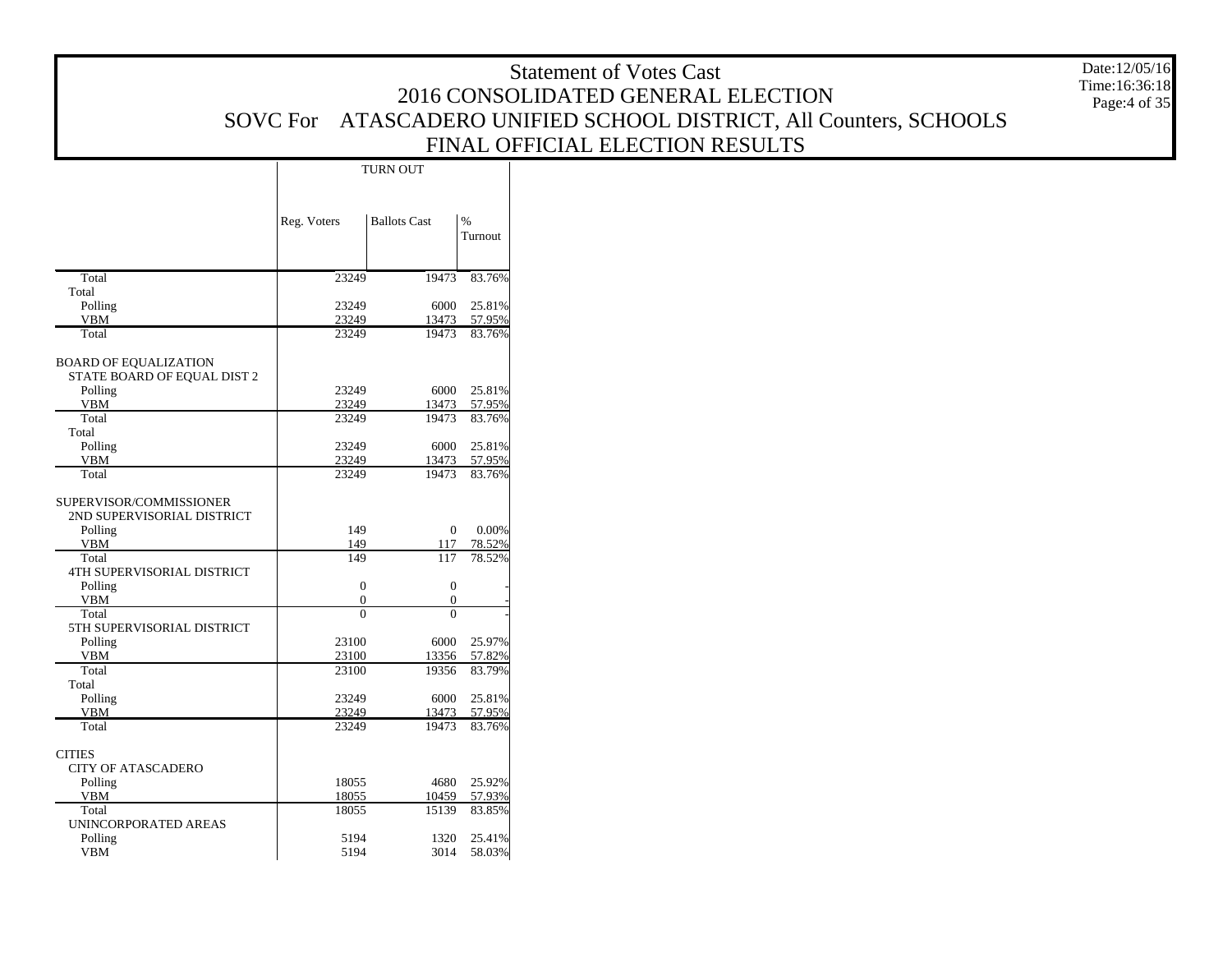# Statement of Votes Cast
## 2016 CONSOLIDATED GENERAL ELECTION
## SOVC For ATASCADERO UNIFIED SCHOOL DISTRICT, All Counters, SCHOOLS
## FINAL OFFICIAL ELECTION RESULTS

Date:12/05/16
Time:16:36:18

| | TURN OUT | | |
|---|---|---|---|
| | Reg. Voters | Ballots Cast | % Turnout |
| Total | 23249 | 19473 | 83.76% |
| Total | | | |
| Polling | 23249 | 6000 | 25.81% |
| VBM | 23249 | 13473 | 57.95% |
| Total | 23249 | 19473 | 83.76% |
| BOARD OF EQUALIZATION | | | |
| STATE BOARD OF EQUAL DIST 2 | | | |
| Polling | 23249 | 6000 | 25.81% |
| VBM | 23249 | 13473 | 57.95% |
| Total | 23249 | 19473 | 83.76% |
| Total | | | |
| Polling | 23249 | 6000 | 25.81% |
| VBM | 23249 | 13473 | 57.95% |
| Total | 23249 | 19473 | 83.76% |
| SUPERVISOR/COMMISSIONER | | | |
| 2ND SUPERVISORIAL DISTRICT | | | |
| Polling | 149 | 0 | 0.00% |
| VBM | 149 | 117 | 78.52% |
| Total | 149 | 117 | 78.52% |
| 4TH SUPERVISORIAL DISTRICT | | | |
| Polling | 0 | 0 | - |
| VBM | 0 | 0 | - |
| Total | 0 | 0 | - |
| 5TH SUPERVISORIAL DISTRICT | | | |
| Polling | 23100 | 6000 | 25.97% |
| VBM | 23100 | 13356 | 57.82% |
| Total | 23100 | 19356 | 83.79% |
| Total | | | |
| Polling | 23249 | 6000 | 25.81% |
| VBM | 23249 | 13473 | 57.95% |
| Total | 23249 | 19473 | 83.76% |
| CITIES | | | |
| CITY OF ATASCADERO | | | |
| Polling | 18055 | 4680 | 25.92% |
| VBM | 18055 | 10459 | 57.93% |
| Total | 18055 | 15139 | 83.85% |
| UNINCORPORATED AREAS | | | |
| Polling | 5194 | 1320 | 25.41% |
| VBM | 5194 | 3014 | 58.03% |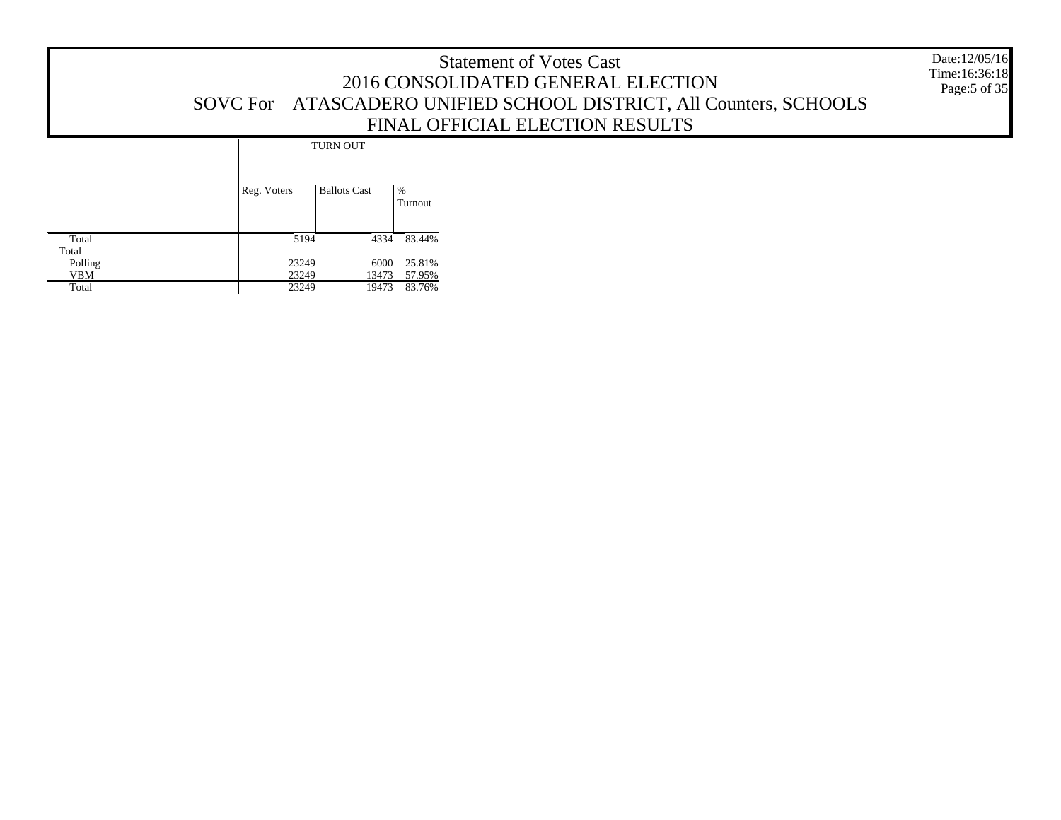# Statement of Votes Cast
## 2016 CONSOLIDATED GENERAL ELECTION
## SOVC For ATASCADERO UNIFIED SCHOOL DISTRICT, All Counters, SCHOOLS
## FINAL OFFICIAL ELECTION RESULTS

Date:12/05/16
Time:16:36:18

| | TURN OUT | | |
|---|---|---|---|
| | Reg. Voters | Ballots Cast | % Turnout |
| Total | 5194 | 4334 | 83.44% |
| Total | | | |
| Polling | 23249 | 6000 | 25.81% |
| VBM | 23249 | 13473 | 57.95% |
| Total | 23249 | 19473 | 83.76% |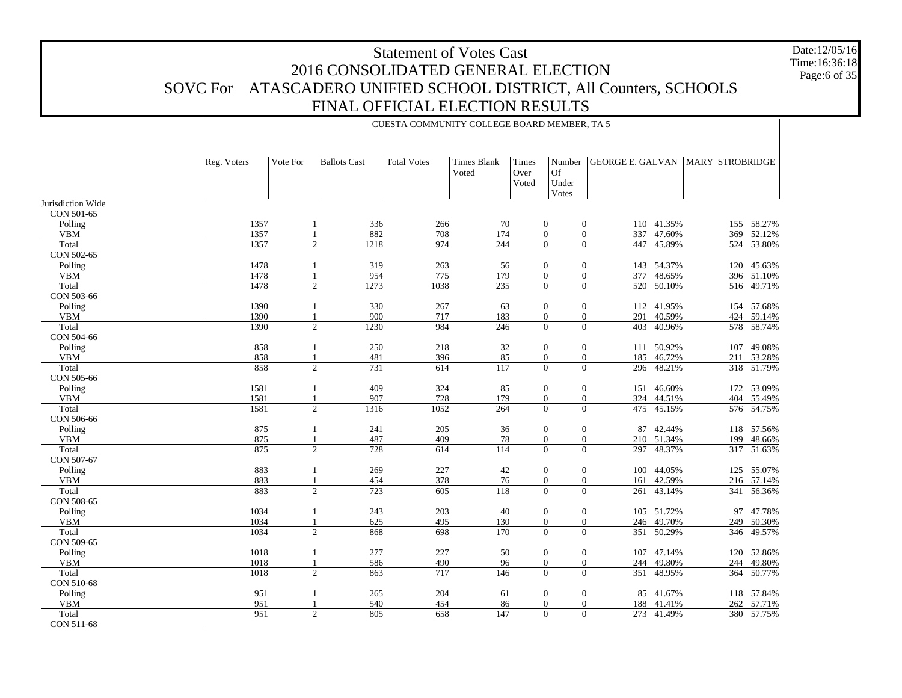# Statement of Votes Cast
## 2016 CONSOLIDATED GENERAL ELECTION
## SOVC For ATASCADERO UNIFIED SCHOOL DISTRICT, All Counters, SCHOOLS
## FINAL OFFICIAL ELECTION RESULTS

Date:12/05/16
Time:16:36:18

CUESTA COMMUNITY COLLEGE BOARD MEMBER, TA 5

| | Reg. Voters | Vote For | Ballots Cast | Total Votes | Times Blank Voted | Times Over Voted | Number Of Under Votes | GEORGE E. GALVAN | | MARY STROBRIDGE | |
|---|---|---|---|---|---|---|---|---|---|---|---|
| Jurisdiction Wide | | | | | | | | | | | |
| CON 501-65 | | | | | | | | | | | |
| Polling | 1357 | 1 | 336 | 266 | 70 | 0 | 0 | 110 | 41.35% | 155 | 58.27% |
| VBM | 1357 | 1 | 882 | 708 | 174 | 0 | 0 | 337 | 47.60% | 369 | 52.12% |
| Total | 1357 | 2 | 1218 | 974 | 244 | 0 | 0 | 447 | 45.89% | 524 | 53.80% |
| CON 502-65 | | | | | | | | | | | |
| Polling | 1478 | 1 | 319 | 263 | 56 | 0 | 0 | 143 | 54.37% | 120 | 45.63% |
| VBM | 1478 | 1 | 954 | 775 | 179 | 0 | 0 | 377 | 48.65% | 396 | 51.10% |
| Total | 1478 | 2 | 1273 | 1038 | 235 | 0 | 0 | 520 | 50.10% | 516 | 49.71% |
| CON 503-66 | | | | | | | | | | | |
| Polling | 1390 | 1 | 330 | 267 | 63 | 0 | 0 | 112 | 41.95% | 154 | 57.68% |
| VBM | 1390 | 1 | 900 | 717 | 183 | 0 | 0 | 291 | 40.59% | 424 | 59.14% |
| Total | 1390 | 2 | 1230 | 984 | 246 | 0 | 0 | 403 | 40.96% | 578 | 58.74% |
| CON 504-66 | | | | | | | | | | | |
| Polling | 858 | 1 | 250 | 218 | 32 | 0 | 0 | 111 | 50.92% | 107 | 49.08% |
| VBM | 858 | 1 | 481 | 396 | 85 | 0 | 0 | 185 | 46.72% | 211 | 53.28% |
| Total | 858 | 2 | 731 | 614 | 117 | 0 | 0 | 296 | 48.21% | 318 | 51.79% |
| CON 505-66 | | | | | | | | | | | |
| Polling | 1581 | 1 | 409 | 324 | 85 | 0 | 0 | 151 | 46.60% | 172 | 53.09% |
| VBM | 1581 | 1 | 907 | 728 | 179 | 0 | 0 | 324 | 44.51% | 404 | 55.49% |
| Total | 1581 | 2 | 1316 | 1052 | 264 | 0 | 0 | 475 | 45.15% | 576 | 54.75% |
| CON 506-66 | | | | | | | | | | | |
| Polling | 875 | 1 | 241 | 205 | 36 | 0 | 0 | 87 | 42.44% | 118 | 57.56% |
| VBM | 875 | 1 | 487 | 409 | 78 | 0 | 0 | 210 | 51.34% | 199 | 48.66% |
| Total | 875 | 2 | 728 | 614 | 114 | 0 | 0 | 297 | 48.37% | 317 | 51.63% |
| CON 507-67 | | | | | | | | | | | |
| Polling | 883 | 1 | 269 | 227 | 42 | 0 | 0 | 100 | 44.05% | 125 | 55.07% |
| VBM | 883 | 1 | 454 | 378 | 76 | 0 | 0 | 161 | 42.59% | 216 | 57.14% |
| Total | 883 | 2 | 723 | 605 | 118 | 0 | 0 | 261 | 43.14% | 341 | 56.36% |
| CON 508-65 | | | | | | | | | | | |
| Polling | 1034 | 1 | 243 | 203 | 40 | 0 | 0 | 105 | 51.72% | 97 | 47.78% |
| VBM | 1034 | 1 | 625 | 495 | 130 | 0 | 0 | 246 | 49.70% | 249 | 50.30% |
| Total | 1034 | 2 | 868 | 698 | 170 | 0 | 0 | 351 | 50.29% | 346 | 49.57% |
| CON 509-65 | | | | | | | | | | | |
| Polling | 1018 | 1 | 277 | 227 | 50 | 0 | 0 | 107 | 47.14% | 120 | 52.86% |
| VBM | 1018 | 1 | 586 | 490 | 96 | 0 | 0 | 244 | 49.80% | 244 | 49.80% |
| Total | 1018 | 2 | 863 | 717 | 146 | 0 | 0 | 351 | 48.95% | 364 | 50.77% |
| CON 510-68 | | | | | | | | | | | |
| Polling | 951 | 1 | 265 | 204 | 61 | 0 | 0 | 85 | 41.67% | 118 | 57.84% |
| VBM | 951 | 1 | 540 | 454 | 86 | 0 | 0 | 188 | 41.41% | 262 | 57.71% |
| Total | 951 | 2 | 805 | 658 | 147 | 0 | 0 | 273 | 41.49% | 380 | 57.75% |
| CON 511-68 | | | | | | | | | | | |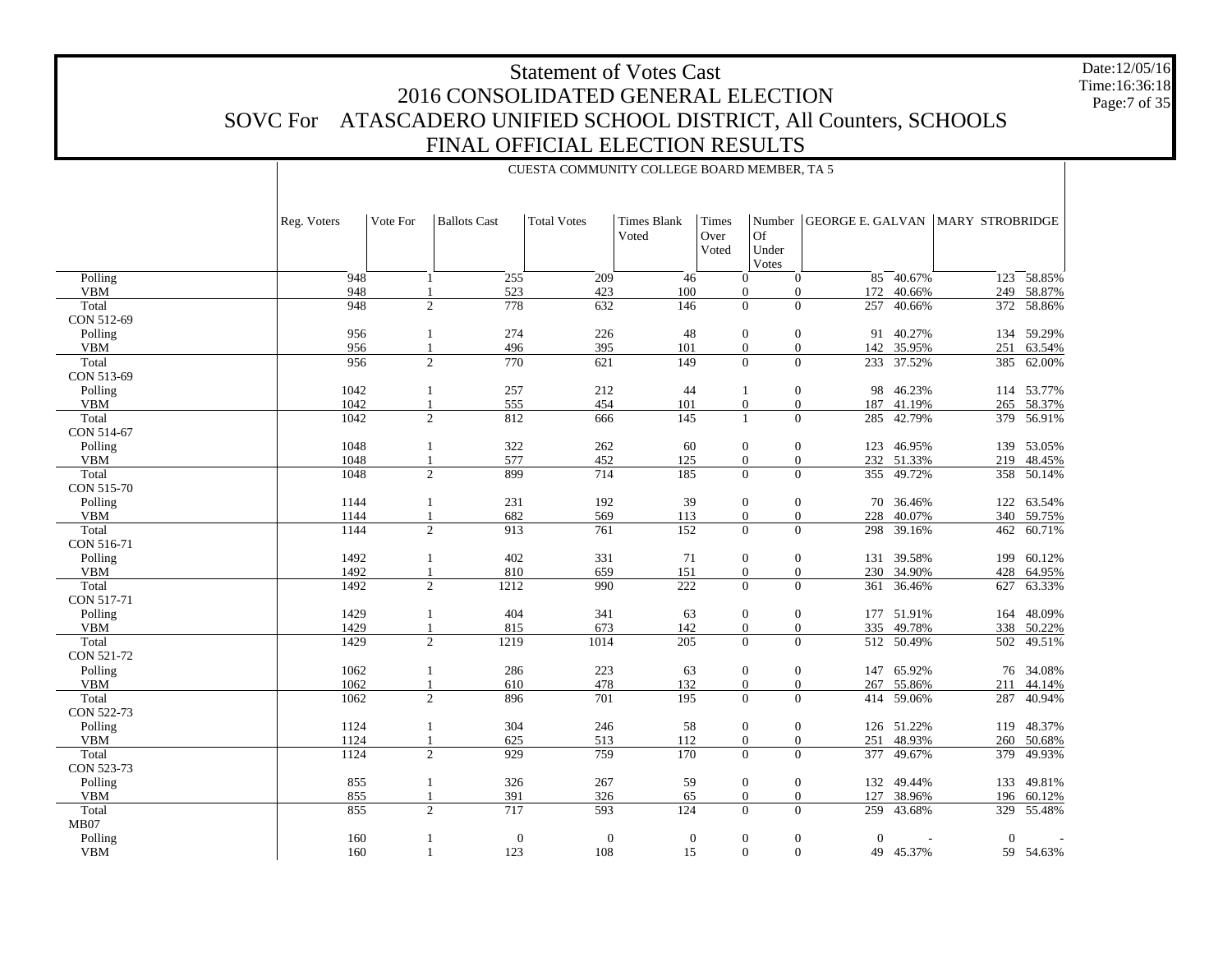# Statement of Votes Cast
## 2016 CONSOLIDATED GENERAL ELECTION
## SOVC For ATASCADERO UNIFIED SCHOOL DISTRICT, All Counters, SCHOOLS
## FINAL OFFICIAL ELECTION RESULTS

Date:12/05/16
Time:16:36:18

CUESTA COMMUNITY COLLEGE BOARD MEMBER, TA 5

| | Reg. Voters | Vote For | Ballots Cast | Total Votes | Times Blank Voted | Times Over Voted | Number Of Under Votes | GEORGE E. GALVAN | | MARY STROBRIDGE | |
|---|---|---|---|---|---|---|---|---|---|---|---|
| Polling | 948 | 1 | 255 | 209 | 46 | 0 | 0 | 85 | 40.67% | 123 | 58.85% |
| VBM | 948 | 1 | 523 | 423 | 100 | 0 | 0 | 172 | 40.66% | 249 | 58.87% |
| Total | 948 | 2 | 778 | 632 | 146 | 0 | 0 | 257 | 40.66% | 372 | 58.86% |
| CON 512-69 | | | | | | | | | | | |
| Polling | 956 | 1 | 274 | 226 | 48 | 0 | 0 | 91 | 40.27% | 134 | 59.29% |
| VBM | 956 | 1 | 496 | 395 | 101 | 0 | 0 | 142 | 35.95% | 251 | 63.54% |
| Total | 956 | 2 | 770 | 621 | 149 | 0 | 0 | 233 | 37.52% | 385 | 62.00% |
| CON 513-69 | | | | | | | | | | | |
| Polling | 1042 | 1 | 257 | 212 | 44 | 1 | 0 | 98 | 46.23% | 114 | 53.77% |
| VBM | 1042 | 1 | 555 | 454 | 101 | 0 | 0 | 187 | 41.19% | 265 | 58.37% |
| Total | 1042 | 2 | 812 | 666 | 145 | 1 | 0 | 285 | 42.79% | 379 | 56.91% |
| CON 514-67 | | | | | | | | | | | |
| Polling | 1048 | 1 | 322 | 262 | 60 | 0 | 0 | 123 | 46.95% | 139 | 53.05% |
| VBM | 1048 | 1 | 577 | 452 | 125 | 0 | 0 | 232 | 51.33% | 219 | 48.45% |
| Total | 1048 | 2 | 899 | 714 | 185 | 0 | 0 | 355 | 49.72% | 358 | 50.14% |
| CON 515-70 | | | | | | | | | | | |
| Polling | 1144 | 1 | 231 | 192 | 39 | 0 | 0 | 70 | 36.46% | 122 | 63.54% |
| VBM | 1144 | 1 | 682 | 569 | 113 | 0 | 0 | 228 | 40.07% | 340 | 59.75% |
| Total | 1144 | 2 | 913 | 761 | 152 | 0 | 0 | 298 | 39.16% | 462 | 60.71% |
| CON 516-71 | | | | | | | | | | | |
| Polling | 1492 | 1 | 402 | 331 | 71 | 0 | 0 | 131 | 39.58% | 199 | 60.12% |
| VBM | 1492 | 1 | 810 | 659 | 151 | 0 | 0 | 230 | 34.90% | 428 | 64.95% |
| Total | 1492 | 2 | 1212 | 990 | 222 | 0 | 0 | 361 | 36.46% | 627 | 63.33% |
| CON 517-71 | | | | | | | | | | | |
| Polling | 1429 | 1 | 404 | 341 | 63 | 0 | 0 | 177 | 51.91% | 164 | 48.09% |
| VBM | 1429 | 1 | 815 | 673 | 142 | 0 | 0 | 335 | 49.78% | 338 | 50.22% |
| Total | 1429 | 2 | 1219 | 1014 | 205 | 0 | 0 | 512 | 50.49% | 502 | 49.51% |
| CON 521-72 | | | | | | | | | | | |
| Polling | 1062 | 1 | 286 | 223 | 63 | 0 | 0 | 147 | 65.92% | 76 | 34.08% |
| VBM | 1062 | 1 | 610 | 478 | 132 | 0 | 0 | 267 | 55.86% | 211 | 44.14% |
| Total | 1062 | 2 | 896 | 701 | 195 | 0 | 0 | 414 | 59.06% | 287 | 40.94% |
| CON 522-73 | | | | | | | | | | | |
| Polling | 1124 | 1 | 304 | 246 | 58 | 0 | 0 | 126 | 51.22% | 119 | 48.37% |
| VBM | 1124 | 1 | 625 | 513 | 112 | 0 | 0 | 251 | 48.93% | 260 | 50.68% |
| Total | 1124 | 2 | 929 | 759 | 170 | 0 | 0 | 377 | 49.67% | 379 | 49.93% |
| CON 523-73 | | | | | | | | | | | |
| Polling | 855 | 1 | 326 | 267 | 59 | 0 | 0 | 132 | 49.44% | 133 | 49.81% |
| VBM | 855 | 1 | 391 | 326 | 65 | 0 | 0 | 127 | 38.96% | 196 | 60.12% |
| Total | 855 | 2 | 717 | 593 | 124 | 0 | 0 | 259 | 43.68% | 329 | 55.48% |
| MB07 | | | | | | | | | | | |
| Polling | 160 | 1 | 0 | 0 | 0 | 0 | 0 | 0 | - | 0 | - |
| VBM | 160 | 1 | 123 | 108 | 15 | 0 | 0 | 49 | 45.37% | 59 | 54.63% |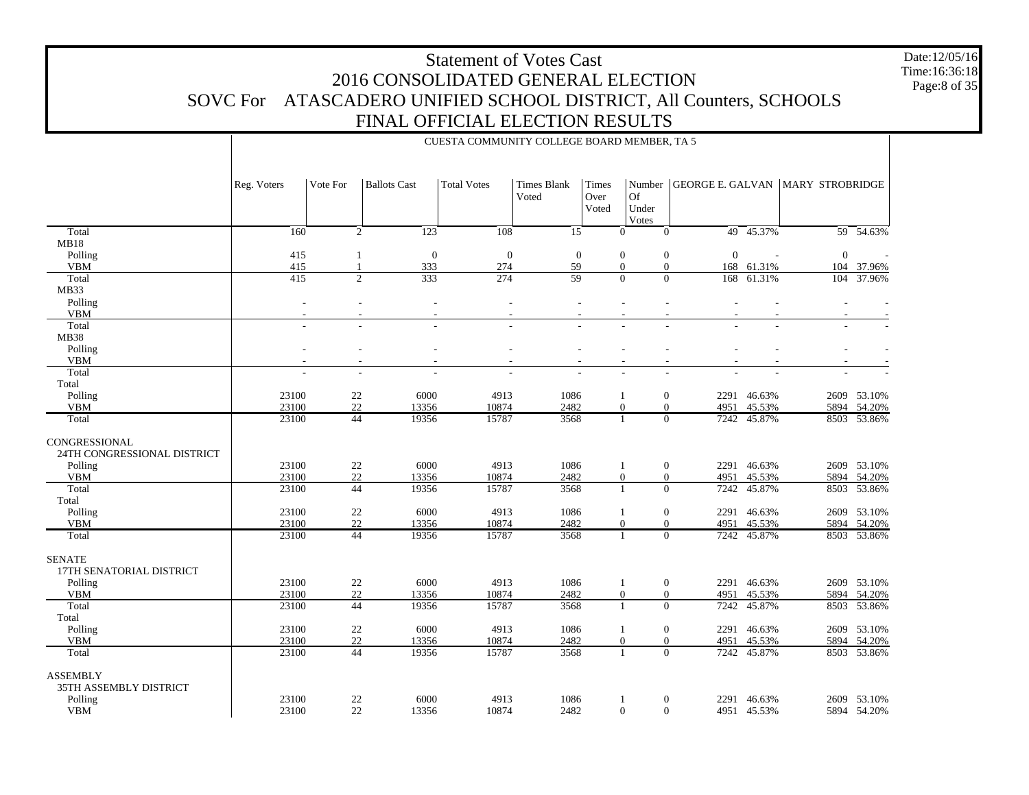# Statement of Votes Cast
## 2016 CONSOLIDATED GENERAL ELECTION
## SOVC For ATASCADERO UNIFIED SCHOOL DISTRICT, All Counters, SCHOOLS
## FINAL OFFICIAL ELECTION RESULTS

Date:12/05/16
Time:16:36:18

CUESTA COMMUNITY COLLEGE BOARD MEMBER, TA 5

| | Reg. Voters | Vote For | Ballots Cast | Total Votes | Times Blank Voted | Times Over Voted | Number Of Under Votes | GEORGE E. GALVAN | | MARY STROBRIDGE | |
|---|---|---|---|---|---|---|---|---|---|---|---|
| Total | 160 | 2 | 123 | 108 | 15 | 0 | 0 | 49 | 45.37% | 59 | 54.63% |
| MB18 | | | | | | | | | | | |
| Polling | 415 | 1 | 0 | 0 | 0 | 0 | 0 | 0 | - | 0 | - |
| VBM | 415 | 1 | 333 | 274 | 59 | 0 | 0 | 168 | 61.31% | 104 | 37.96% |
| Total | 415 | 2 | 333 | 274 | 59 | 0 | 0 | 168 | 61.31% | 104 | 37.96% |
| MB33 | | | | | | | | | | | |
| Polling | - | - | - | - | - | - | - | - | - | - | - |
| VBM | - | - | - | - | - | - | - | - | - | - | - |
| Total | - | - | - | - | - | - | - | - | - | - | - |
| MB38 | | | | | | | | | | | |
| Polling | - | - | - | - | - | - | - | - | - | - | - |
| VBM | - | - | - | - | - | - | - | - | - | - | - |
| Total | - | - | - | - | - | - | - | - | - | - | - |
| Total | | | | | | | | | | | |
| Polling | 23100 | 22 | 6000 | 4913 | 1086 | 1 | 0 | 2291 | 46.63% | 2609 | 53.10% |
| VBM | 23100 | 22 | 13356 | 10874 | 2482 | 0 | 0 | 4951 | 45.53% | 5894 | 54.20% |
| Total | 23100 | 44 | 19356 | 15787 | 3568 | 1 | 0 | 7242 | 45.87% | 8503 | 53.86% |
| CONGRESSIONAL | | | | | | | | | | | |
| 24TH CONGRESSIONAL DISTRICT | | | | | | | | | | | |
| Polling | 23100 | 22 | 6000 | 4913 | 1086 | 1 | 0 | 2291 | 46.63% | 2609 | 53.10% |
| VBM | 23100 | 22 | 13356 | 10874 | 2482 | 0 | 0 | 4951 | 45.53% | 5894 | 54.20% |
| Total | 23100 | 44 | 19356 | 15787 | 3568 | 1 | 0 | 7242 | 45.87% | 8503 | 53.86% |
| Total | | | | | | | | | | | |
| Polling | 23100 | 22 | 6000 | 4913 | 1086 | 1 | 0 | 2291 | 46.63% | 2609 | 53.10% |
| VBM | 23100 | 22 | 13356 | 10874 | 2482 | 0 | 0 | 4951 | 45.53% | 5894 | 54.20% |
| Total | 23100 | 44 | 19356 | 15787 | 3568 | 1 | 0 | 7242 | 45.87% | 8503 | 53.86% |
| SENATE | | | | | | | | | | | |
| 17TH SENATORIAL DISTRICT | | | | | | | | | | | |
| Polling | 23100 | 22 | 6000 | 4913 | 1086 | 1 | 0 | 2291 | 46.63% | 2609 | 53.10% |
| VBM | 23100 | 22 | 13356 | 10874 | 2482 | 0 | 0 | 4951 | 45.53% | 5894 | 54.20% |
| Total | 23100 | 44 | 19356 | 15787 | 3568 | 1 | 0 | 7242 | 45.87% | 8503 | 53.86% |
| Total | | | | | | | | | | | |
| Polling | 23100 | 22 | 6000 | 4913 | 1086 | 1 | 0 | 2291 | 46.63% | 2609 | 53.10% |
| VBM | 23100 | 22 | 13356 | 10874 | 2482 | 0 | 0 | 4951 | 45.53% | 5894 | 54.20% |
| Total | 23100 | 44 | 19356 | 15787 | 3568 | 1 | 0 | 7242 | 45.87% | 8503 | 53.86% |
| ASSEMBLY | | | | | | | | | | | |
| 35TH ASSEMBLY DISTRICT | | | | | | | | | | | |
| Polling | 23100 | 22 | 6000 | 4913 | 1086 | 1 | 0 | 2291 | 46.63% | 2609 | 53.10% |
| VBM | 23100 | 22 | 13356 | 10874 | 2482 | 0 | 0 | 4951 | 45.53% | 5894 | 54.20% |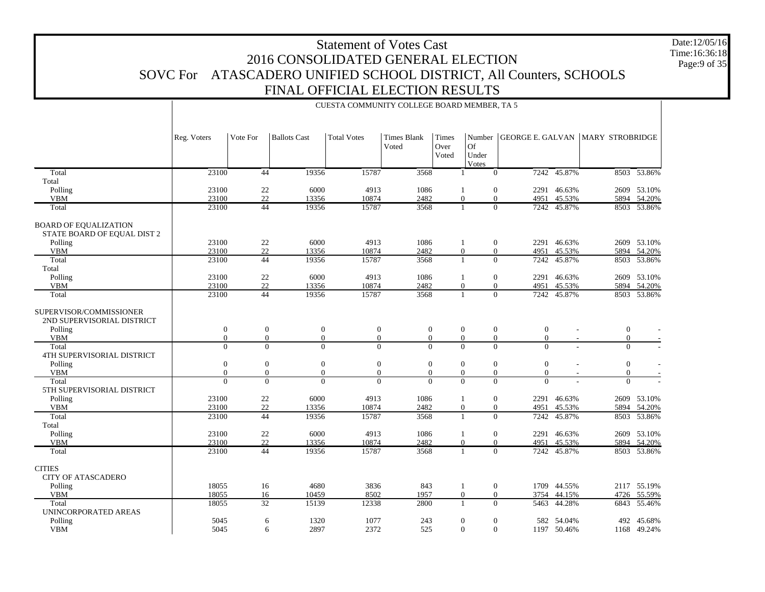# Statement of Votes Cast
## 2016 CONSOLIDATED GENERAL ELECTION
## SOVC For ATASCADERO UNIFIED SCHOOL DISTRICT, All Counters, SCHOOLS
## FINAL OFFICIAL ELECTION RESULTS

Date:12/05/16
Time:16:36:18

CUESTA COMMUNITY COLLEGE BOARD MEMBER, TA 5

| | Reg. Voters | Vote For | Ballots Cast | Total Votes | Times Blank Voted | Times Over Voted | Number Of Under Votes | GEORGE E. GALVAN | | MARY STROBRIDGE | |
|---|---|---|---|---|---|---|---|---|---|---|---|
| Total | 23100 | 44 | 19356 | 15787 | 3568 | 1 | 0 | 7242 | 45.87% | 8503 | 53.86% |
| Total | | | | | | | | | | | |
| Polling | 23100 | 22 | 6000 | 4913 | 1086 | 1 | 0 | 2291 | 46.63% | 2609 | 53.10% |
| VBM | 23100 | 22 | 13356 | 10874 | 2482 | 0 | 0 | 4951 | 45.53% | 5894 | 54.20% |
| Total | 23100 | 44 | 19356 | 15787 | 3568 | 1 | 0 | 7242 | 45.87% | 8503 | 53.86% |
| BOARD OF EQUALIZATION | | | | | | | | | | | |
| STATE BOARD OF EQUAL DIST 2 | | | | | | | | | | | |
| Polling | 23100 | 22 | 6000 | 4913 | 1086 | 1 | 0 | 2291 | 46.63% | 2609 | 53.10% |
| VBM | 23100 | 22 | 13356 | 10874 | 2482 | 0 | 0 | 4951 | 45.53% | 5894 | 54.20% |
| Total | 23100 | 44 | 19356 | 15787 | 3568 | 1 | 0 | 7242 | 45.87% | 8503 | 53.86% |
| Total | | | | | | | | | | | |
| Polling | 23100 | 22 | 6000 | 4913 | 1086 | 1 | 0 | 2291 | 46.63% | 2609 | 53.10% |
| VBM | 23100 | 22 | 13356 | 10874 | 2482 | 0 | 0 | 4951 | 45.53% | 5894 | 54.20% |
| Total | 23100 | 44 | 19356 | 15787 | 3568 | 1 | 0 | 7242 | 45.87% | 8503 | 53.86% |
| SUPERVISOR/COMMISSIONER | | | | | | | | | | | |
| 2ND SUPERVISORIAL DISTRICT | | | | | | | | | | | |
| Polling | 0 | 0 | 0 | 0 | 0 | 0 | 0 | 0 | - | 0 | - |
| VBM | 0 | 0 | 0 | 0 | 0 | 0 | 0 | 0 | - | 0 | - |
| Total | 0 | 0 | 0 | 0 | 0 | 0 | 0 | 0 | - | 0 | - |
| 4TH SUPERVISORIAL DISTRICT | | | | | | | | | | | |
| Polling | 0 | 0 | 0 | 0 | 0 | 0 | 0 | 0 | - | 0 | - |
| VBM | 0 | 0 | 0 | 0 | 0 | 0 | 0 | 0 | - | 0 | - |
| Total | 0 | 0 | 0 | 0 | 0 | 0 | 0 | 0 | - | 0 | - |
| 5TH SUPERVISORIAL DISTRICT | | | | | | | | | | | |
| Polling | 23100 | 22 | 6000 | 4913 | 1086 | 1 | 0 | 2291 | 46.63% | 2609 | 53.10% |
| VBM | 23100 | 22 | 13356 | 10874 | 2482 | 0 | 0 | 4951 | 45.53% | 5894 | 54.20% |
| Total | 23100 | 44 | 19356 | 15787 | 3568 | 1 | 0 | 7242 | 45.87% | 8503 | 53.86% |
| Total | | | | | | | | | | | |
| Polling | 23100 | 22 | 6000 | 4913 | 1086 | 1 | 0 | 2291 | 46.63% | 2609 | 53.10% |
| VBM | 23100 | 22 | 13356 | 10874 | 2482 | 0 | 0 | 4951 | 45.53% | 5894 | 54.20% |
| Total | 23100 | 44 | 19356 | 15787 | 3568 | 1 | 0 | 7242 | 45.87% | 8503 | 53.86% |
| CITIES | | | | | | | | | | | |
| CITY OF ATASCADERO | | | | | | | | | | | |
| Polling | 18055 | 16 | 4680 | 3836 | 843 | 1 | 0 | 1709 | 44.55% | 2117 | 55.19% |
| VBM | 18055 | 16 | 10459 | 8502 | 1957 | 0 | 0 | 3754 | 44.15% | 4726 | 55.59% |
| Total | 18055 | 32 | 15139 | 12338 | 2800 | 1 | 0 | 5463 | 44.28% | 6843 | 55.46% |
| UNINCORPORATED AREAS | | | | | | | | | | | |
| Polling | 5045 | 6 | 1320 | 1077 | 243 | 0 | 0 | 582 | 54.04% | 492 | 45.68% |
| VBM | 5045 | 6 | 2897 | 2372 | 525 | 0 | 0 | 1197 | 50.46% | 1168 | 49.24% |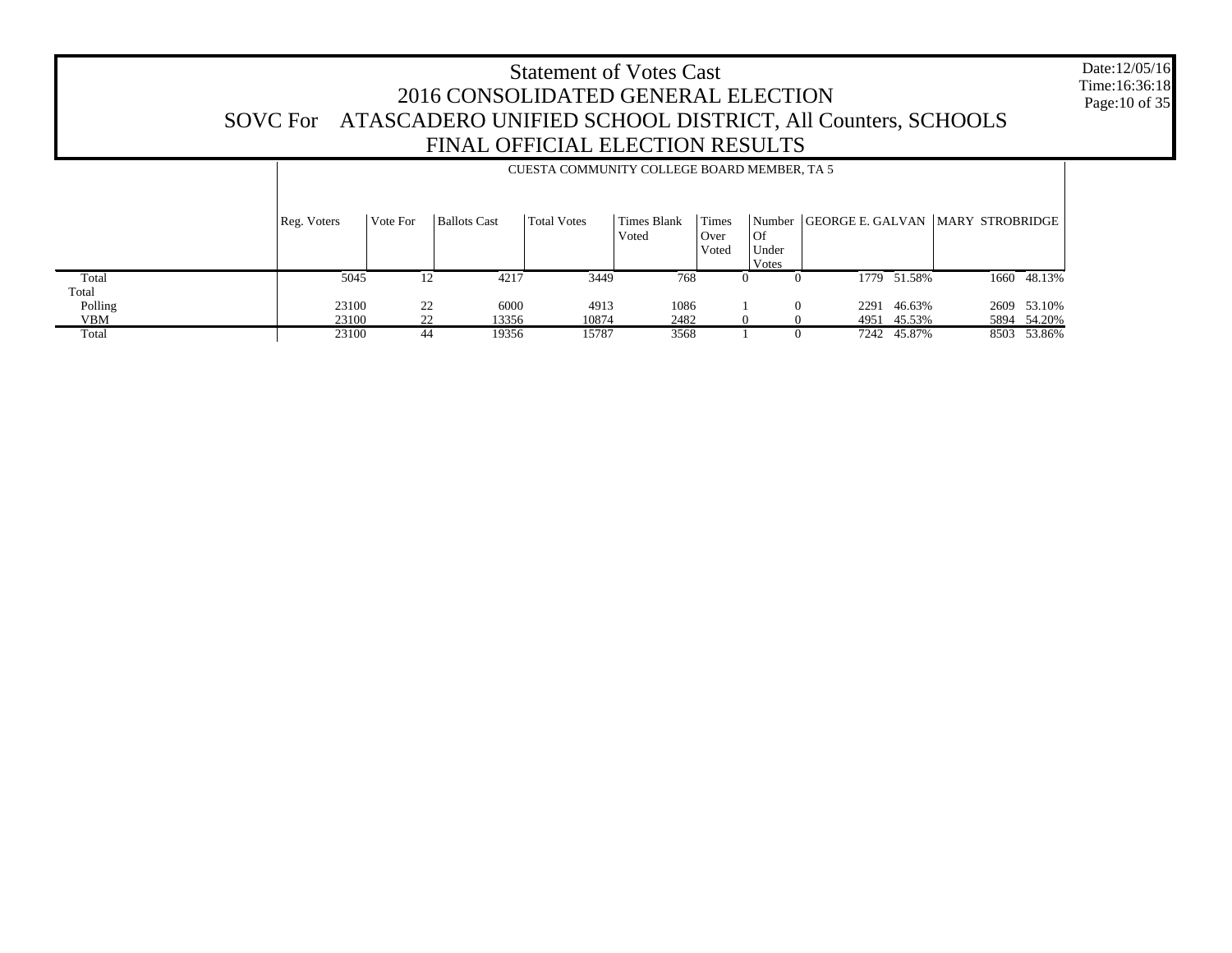# Statement of Votes Cast
## 2016 CONSOLIDATED GENERAL ELECTION
## SOVC For ATASCADERO UNIFIED SCHOOL DISTRICT, All Counters, SCHOOLS
## FINAL OFFICIAL ELECTION RESULTS

Date:12/05/16
Time:16:36:18

CUESTA COMMUNITY COLLEGE BOARD MEMBER, TA 5

| | Reg. Voters | Vote For | Ballots Cast | Total Votes | Times Blank Voted | Times Over Voted | Number Of Under Votes | GEORGE E. GALVAN | | MARY STROBRIDGE | |
|---|---|---|---|---|---|---|---|---|---|---|---|
| Total | 5045 | 12 | 4217 | 3449 | 768 | 0 | 0 | 1779 | 51.58% | 1660 | 48.13% |
| Total | | | | | | | | | | | |
| Polling | 23100 | 22 | 6000 | 4913 | 1086 | 1 | 0 | 2291 | 46.63% | 2609 | 53.10% |
| VBM | 23100 | 22 | 13356 | 10874 | 2482 | 0 | 0 | 4951 | 45.53% | 5894 | 54.20% |
| Total | 23100 | 44 | 19356 | 15787 | 3568 | 1 | 0 | 7242 | 45.87% | 8503 | 53.86% |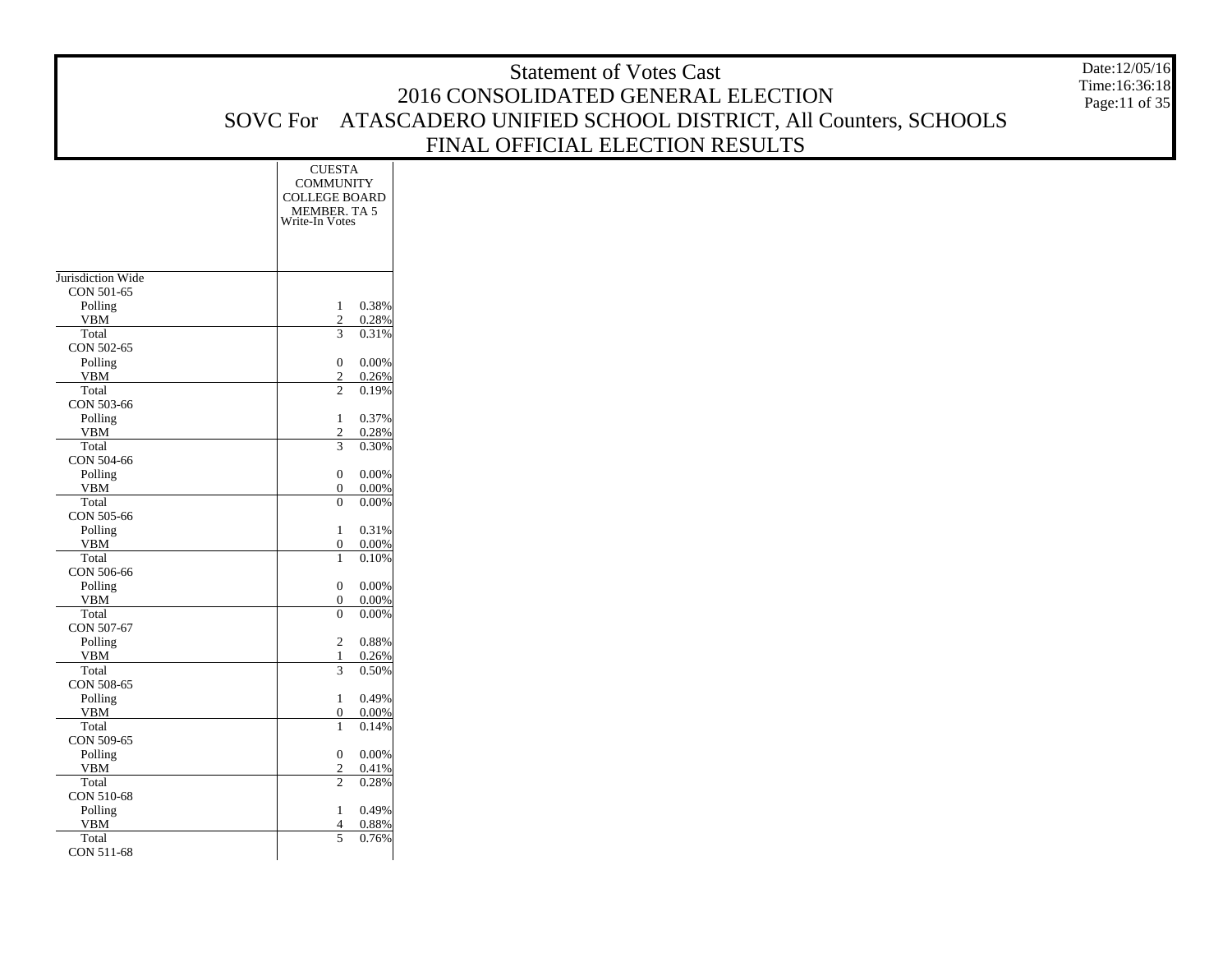# Statement of Votes Cast

## 2016 CONSOLIDATED GENERAL ELECTION

## SOVC For ATASCADERO UNIFIED SCHOOL DISTRICT, All Counters, SCHOOLS

## FINAL OFFICIAL ELECTION RESULTS

Date:12/05/16
Time:16:36:18

| | CUESTA COMMUNITY COLLEGE BOARD MEMBER. TA 5 | |
|---|---|---|
| | Write-In Votes | |
| Jurisdiction Wide | | |
| CON 501-65 | | |
| Polling | 1 | 0.38% |
| VBM | 2 | 0.28% |
| Total | 3 | 0.31% |
| CON 502-65 | | |
| Polling | 0 | 0.00% |
| VBM | 2 | 0.26% |
| Total | 2 | 0.19% |
| CON 503-66 | | |
| Polling | 1 | 0.37% |
| VBM | 2 | 0.28% |
| Total | 3 | 0.30% |
| CON 504-66 | | |
| Polling | 0 | 0.00% |
| VBM | 0 | 0.00% |
| Total | 0 | 0.00% |
| CON 505-66 | | |
| Polling | 1 | 0.31% |
| VBM | 0 | 0.00% |
| Total | 1 | 0.10% |
| CON 506-66 | | |
| Polling | 0 | 0.00% |
| VBM | 0 | 0.00% |
| Total | 0 | 0.00% |
| CON 507-67 | | |
| Polling | 2 | 0.88% |
| VBM | 1 | 0.26% |
| Total | 3 | 0.50% |
| CON 508-65 | | |
| Polling | 1 | 0.49% |
| VBM | 0 | 0.00% |
| Total | 1 | 0.14% |
| CON 509-65 | | |
| Polling | 0 | 0.00% |
| VBM | 2 | 0.41% |
| Total | 2 | 0.28% |
| CON 510-68 | | |
| Polling | 1 | 0.49% |
| VBM | 4 | 0.88% |
| Total | 5 | 0.76% |
| CON 511-68 | | |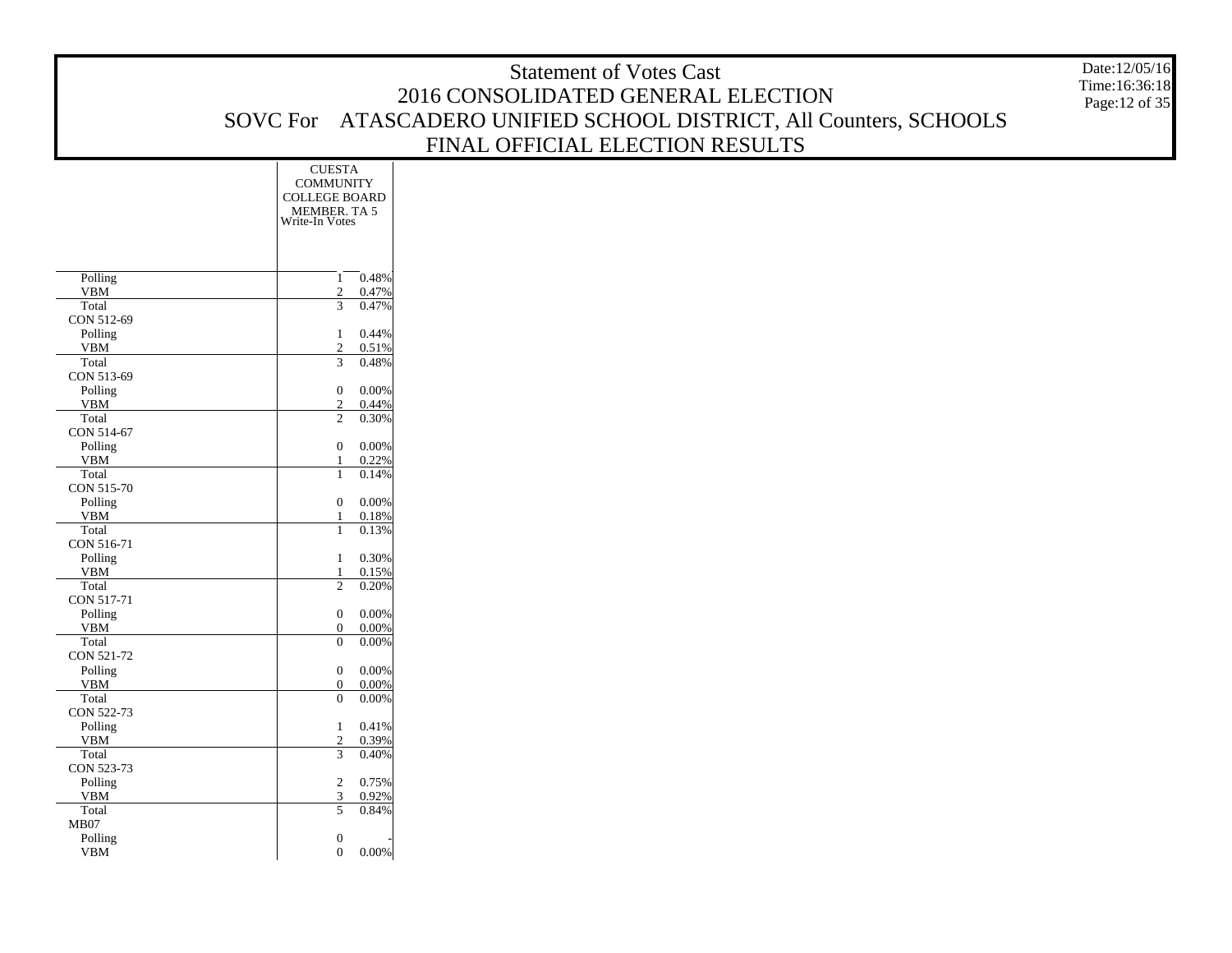# Statement of Votes Cast
## 2016 CONSOLIDATED GENERAL ELECTION
## SOVC For ATASCADERO UNIFIED SCHOOL DISTRICT, All Counters, SCHOOLS
## FINAL OFFICIAL ELECTION RESULTS

Date:12/05/16
Time:16:36:18

| | CUESTA COMMUNITY COLLEGE BOARD MEMBER. TA 5 Write-In Votes | |
|---|---|---|
| Polling | 1 | 0.48% |
| VBM | 2 | 0.47% |
| Total | 3 | 0.47% |
| CON 512-69 | | |
| Polling | 1 | 0.44% |
| VBM | 2 | 0.51% |
| Total | 3 | 0.48% |
| CON 513-69 | | |
| Polling | 0 | 0.00% |
| VBM | 2 | 0.44% |
| Total | 2 | 0.30% |
| CON 514-67 | | |
| Polling | 0 | 0.00% |
| VBM | 1 | 0.22% |
| Total | 1 | 0.14% |
| CON 515-70 | | |
| Polling | 0 | 0.00% |
| VBM | 1 | 0.18% |
| Total | 1 | 0.13% |
| CON 516-71 | | |
| Polling | 1 | 0.30% |
| VBM | 1 | 0.15% |
| Total | 2 | 0.20% |
| CON 517-71 | | |
| Polling | 0 | 0.00% |
| VBM | 0 | 0.00% |
| Total | 0 | 0.00% |
| CON 521-72 | | |
| Polling | 0 | 0.00% |
| VBM | 0 | 0.00% |
| Total | 0 | 0.00% |
| CON 522-73 | | |
| Polling | 1 | 0.41% |
| VBM | 2 | 0.39% |
| Total | 3 | 0.40% |
| CON 523-73 | | |
| Polling | 2 | 0.75% |
| VBM | 3 | 0.92% |
| Total | 5 | 0.84% |
| MB07 | | |
| Polling | 0 | - |
| VBM | 0 | 0.00% |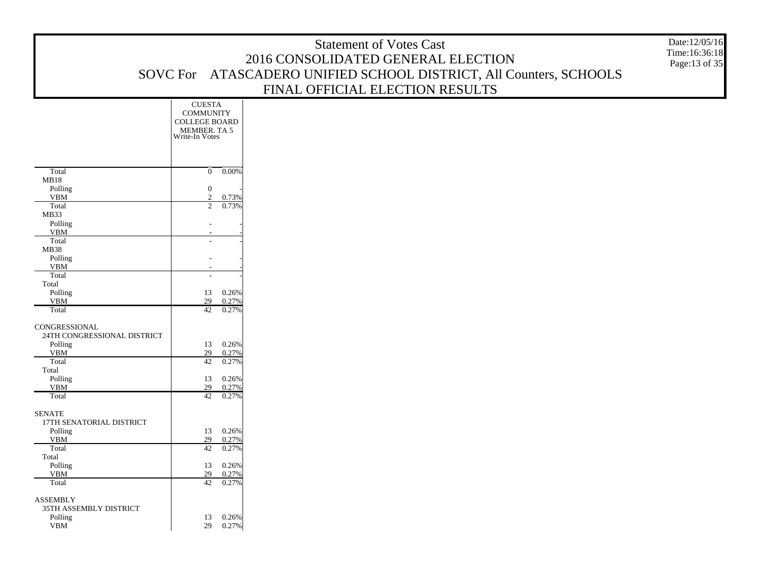# Statement of Votes Cast
## 2016 CONSOLIDATED GENERAL ELECTION
## SOVC For ATASCADERO UNIFIED SCHOOL DISTRICT, All Counters, SCHOOLS
## FINAL OFFICIAL ELECTION RESULTS

Date:12/05/16
Time:16:36:18

| | CUESTA COMMUNITY COLLEGE BOARD MEMBER. TA 5 | |
|---|---|---|
| | Write-In Votes | |
| Total | 0 | 0.00% |
| MB18 | | |
| Polling | 0 | - |
| VBM | 2 | 0.73% |
| Total | 2 | 0.73% |
| MB33 | | |
| Polling | - | - |
| VBM | - | - |
| Total | - | - |
| MB38 | | |
| Polling | - | - |
| VBM | - | - |
| Total | - | - |
| Total | | |
| Polling | 13 | 0.26% |
| VBM | 29 | 0.27% |
| Total | 42 | 0.27% |
| CONGRESSIONAL | | |
| 24TH CONGRESSIONAL DISTRICT | | |
| Polling | 13 | 0.26% |
| VBM | 29 | 0.27% |
| Total | 42 | 0.27% |
| Total | | |
| Polling | 13 | 0.26% |
| VBM | 29 | 0.27% |
| Total | 42 | 0.27% |
| SENATE | | |
| 17TH SENATORIAL DISTRICT | | |
| Polling | 13 | 0.26% |
| VBM | 29 | 0.27% |
| Total | 42 | 0.27% |
| Total | | |
| Polling | 13 | 0.26% |
| VBM | 29 | 0.27% |
| Total | 42 | 0.27% |
| ASSEMBLY | | |
| 35TH ASSEMBLY DISTRICT | | |
| Polling | 13 | 0.26% |
| VBM | 29 | 0.27% |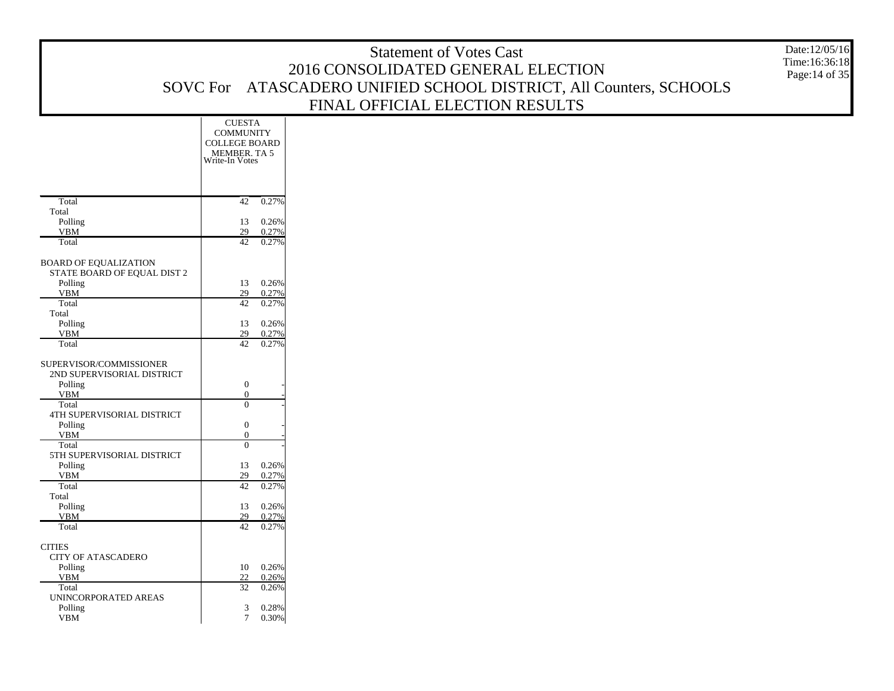# Statement of Votes Cast

## 2016 CONSOLIDATED GENERAL ELECTION

## SOVC For ATASCADERO UNIFIED SCHOOL DISTRICT, All Counters, SCHOOLS

## FINAL OFFICIAL ELECTION RESULTS

Date:12/05/16
Time:16:36:18

| | CUESTA COMMUNITY COLLEGE BOARD MEMBER. TA 5 Write-In Votes | |
|---|---|---|
| Total | 42 | 0.27% |
| Total | | |
| Polling | 13 | 0.26% |
| VBM | 29 | 0.27% |
| Total | 42 | 0.27% |
| BOARD OF EQUALIZATION | | |
| STATE BOARD OF EQUAL DIST 2 | | |
| Polling | 13 | 0.26% |
| VBM | 29 | 0.27% |
| Total | 42 | 0.27% |
| Total | | |
| Polling | 13 | 0.26% |
| VBM | 29 | 0.27% |
| Total | 42 | 0.27% |
| SUPERVISOR/COMMISSIONER | | |
| 2ND SUPERVISORIAL DISTRICT | | |
| Polling | 0 | - |
| VBM | 0 | - |
| Total | 0 | - |
| 4TH SUPERVISORIAL DISTRICT | | |
| Polling | 0 | - |
| VBM | 0 | - |
| Total | 0 | - |
| 5TH SUPERVISORIAL DISTRICT | | |
| Polling | 13 | 0.26% |
| VBM | 29 | 0.27% |
| Total | 42 | 0.27% |
| Total | | |
| Polling | 13 | 0.26% |
| VBM | 29 | 0.27% |
| Total | 42 | 0.27% |
| CITIES | | |
| CITY OF ATASCADERO | | |
| Polling | 10 | 0.26% |
| VBM | 22 | 0.26% |
| Total | 32 | 0.26% |
| UNINCORPORATED AREAS | | |
| Polling | 3 | 0.28% |
| VBM | 7 | 0.30% |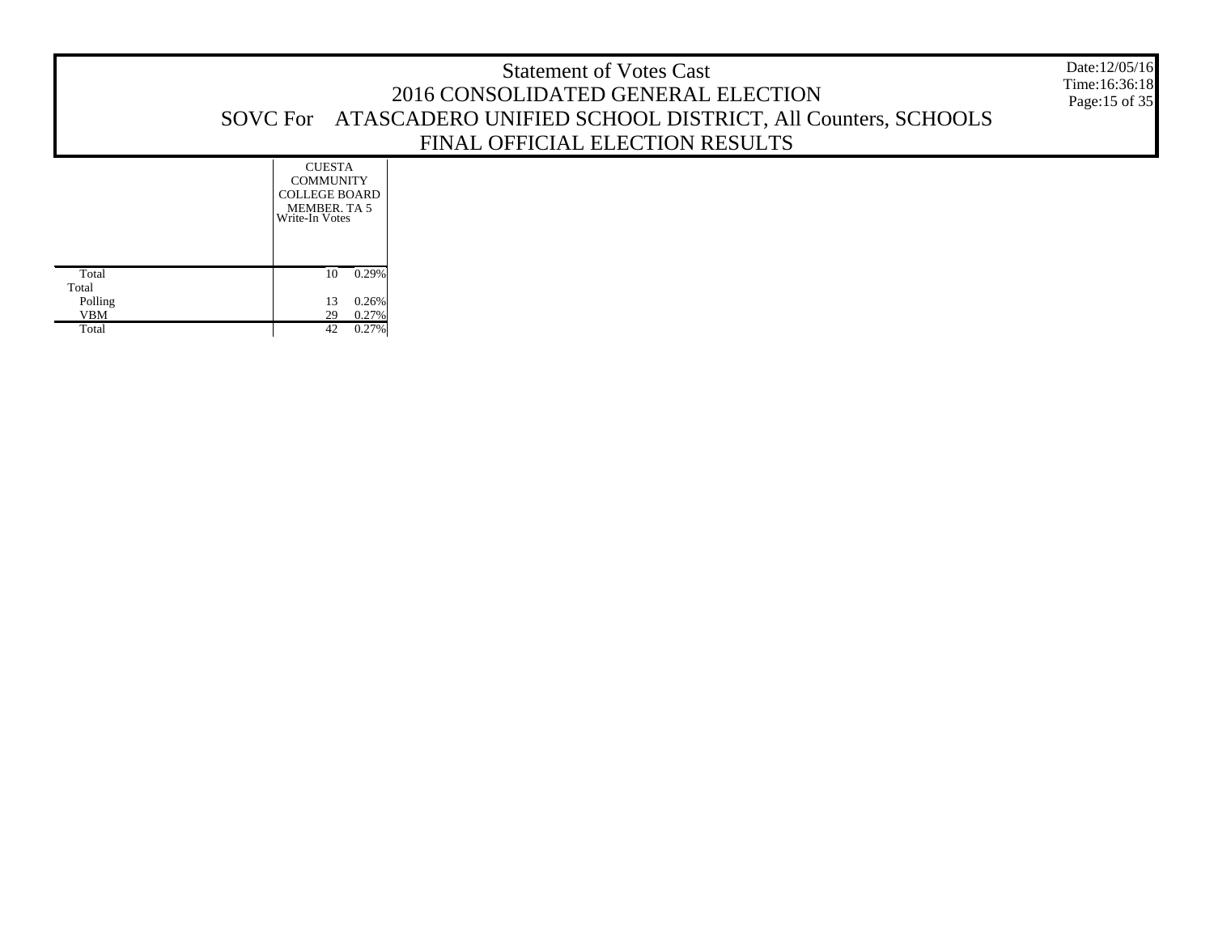# Statement of Votes Cast
## 2016 CONSOLIDATED GENERAL ELECTION
## SOVC For ATASCADERO UNIFIED SCHOOL DISTRICT, All Counters, SCHOOLS
## FINAL OFFICIAL ELECTION RESULTS

Date:12/05/16
Time:16:36:18

| | CUESTA COMMUNITY COLLEGE BOARD MEMBER. TA 5 Write-In Votes | |
|---|---|---|
| Total | 10 | 0.29% |
| Total | | |
| Polling | 13 | 0.26% |
| VBM | 29 | 0.27% |
| Total | 42 | 0.27% |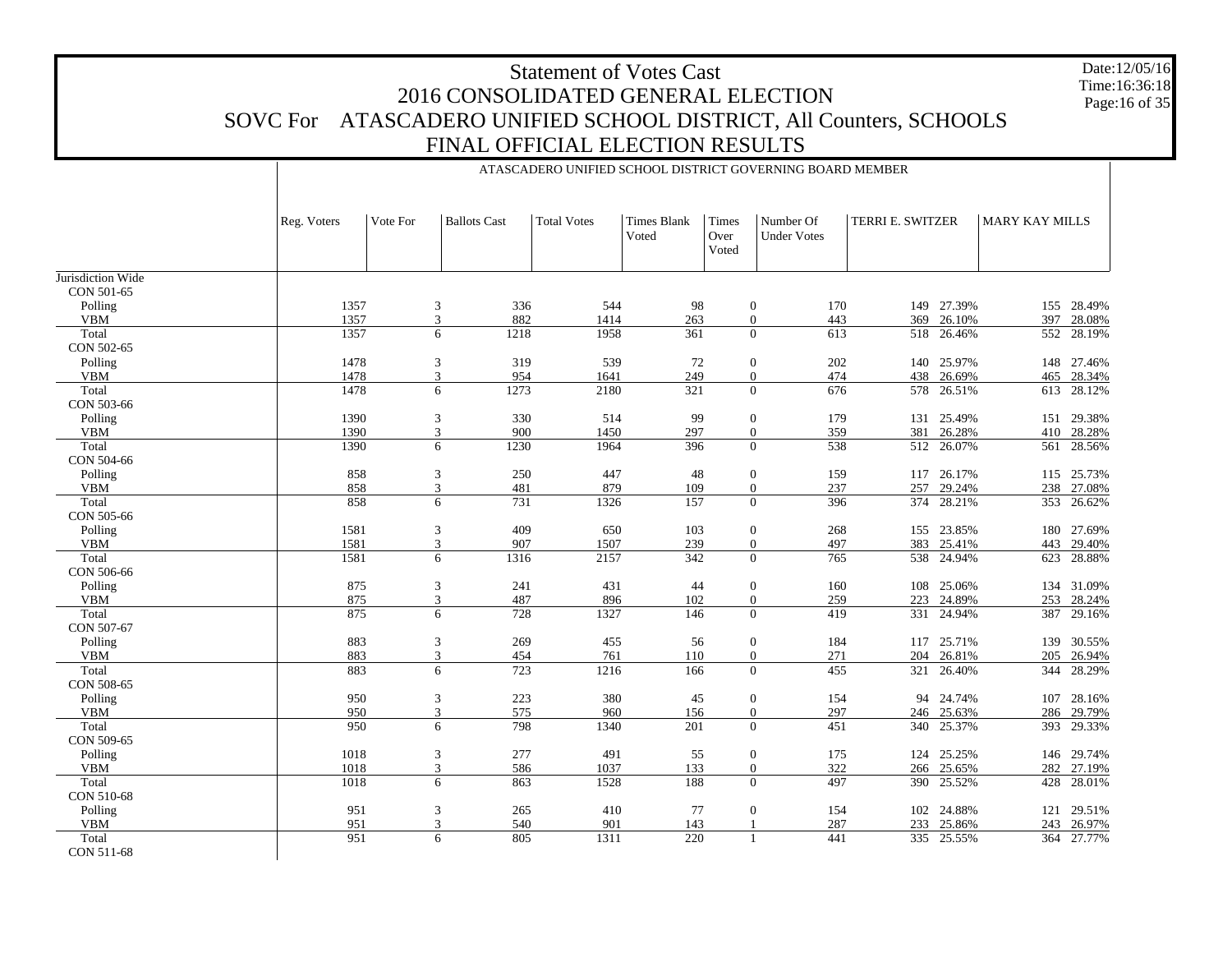# Statement of Votes Cast
## 2016 CONSOLIDATED GENERAL ELECTION
## SOVC For ATASCADERO UNIFIED SCHOOL DISTRICT, All Counters, SCHOOLS
## FINAL OFFICIAL ELECTION RESULTS

Date:12/05/16
Time:16:36:18

ATASCADERO UNIFIED SCHOOL DISTRICT GOVERNING BOARD MEMBER

| | Reg. Voters | Vote For | Ballots Cast | Total Votes | Times Blank Voted | Times Over Voted | Number Of Under Votes | TERRI E. SWITZER | | MARY KAY MILLS | |
|---|---|---|---|---|---|---|---|---|---|---|---|
| Jurisdiction Wide | | | | | | | | | | | |
| CON 501-65 | | | | | | | | | | | |
| Polling | 1357 | 3 | 336 | 544 | 98 | 0 | 170 | 149 | 27.39% | 155 | 28.49% |
| VBM | 1357 | 3 | 882 | 1414 | 263 | 0 | 443 | 369 | 26.10% | 397 | 28.08% |
| Total | 1357 | 6 | 1218 | 1958 | 361 | 0 | 613 | 518 | 26.46% | 552 | 28.19% |
| CON 502-65 | | | | | | | | | | | |
| Polling | 1478 | 3 | 319 | 539 | 72 | 0 | 202 | 140 | 25.97% | 148 | 27.46% |
| VBM | 1478 | 3 | 954 | 1641 | 249 | 0 | 474 | 438 | 26.69% | 465 | 28.34% |
| Total | 1478 | 6 | 1273 | 2180 | 321 | 0 | 676 | 578 | 26.51% | 613 | 28.12% |
| CON 503-66 | | | | | | | | | | | |
| Polling | 1390 | 3 | 330 | 514 | 99 | 0 | 179 | 131 | 25.49% | 151 | 29.38% |
| VBM | 1390 | 3 | 900 | 1450 | 297 | 0 | 359 | 381 | 26.28% | 410 | 28.28% |
| Total | 1390 | 6 | 1230 | 1964 | 396 | 0 | 538 | 512 | 26.07% | 561 | 28.56% |
| CON 504-66 | | | | | | | | | | | |
| Polling | 858 | 3 | 250 | 447 | 48 | 0 | 159 | 117 | 26.17% | 115 | 25.73% |
| VBM | 858 | 3 | 481 | 879 | 109 | 0 | 237 | 257 | 29.24% | 238 | 27.08% |
| Total | 858 | 6 | 731 | 1326 | 157 | 0 | 396 | 374 | 28.21% | 353 | 26.62% |
| CON 505-66 | | | | | | | | | | | |
| Polling | 1581 | 3 | 409 | 650 | 103 | 0 | 268 | 155 | 23.85% | 180 | 27.69% |
| VBM | 1581 | 3 | 907 | 1507 | 239 | 0 | 497 | 383 | 25.41% | 443 | 29.40% |
| Total | 1581 | 6 | 1316 | 2157 | 342 | 0 | 765 | 538 | 24.94% | 623 | 28.88% |
| CON 506-66 | | | | | | | | | | | |
| Polling | 875 | 3 | 241 | 431 | 44 | 0 | 160 | 108 | 25.06% | 134 | 31.09% |
| VBM | 875 | 3 | 487 | 896 | 102 | 0 | 259 | 223 | 24.89% | 253 | 28.24% |
| Total | 875 | 6 | 728 | 1327 | 146 | 0 | 419 | 331 | 24.94% | 387 | 29.16% |
| CON 507-67 | | | | | | | | | | | |
| Polling | 883 | 3 | 269 | 455 | 56 | 0 | 184 | 117 | 25.71% | 139 | 30.55% |
| VBM | 883 | 3 | 454 | 761 | 110 | 0 | 271 | 204 | 26.81% | 205 | 26.94% |
| Total | 883 | 6 | 723 | 1216 | 166 | 0 | 455 | 321 | 26.40% | 344 | 28.29% |
| CON 508-65 | | | | | | | | | | | |
| Polling | 950 | 3 | 223 | 380 | 45 | 0 | 154 | 94 | 24.74% | 107 | 28.16% |
| VBM | 950 | 3 | 575 | 960 | 156 | 0 | 297 | 246 | 25.63% | 286 | 29.79% |
| Total | 950 | 6 | 798 | 1340 | 201 | 0 | 451 | 340 | 25.37% | 393 | 29.33% |
| CON 509-65 | | | | | | | | | | | |
| Polling | 1018 | 3 | 277 | 491 | 55 | 0 | 175 | 124 | 25.25% | 146 | 29.74% |
| VBM | 1018 | 3 | 586 | 1037 | 133 | 0 | 322 | 266 | 25.65% | 282 | 27.19% |
| Total | 1018 | 6 | 863 | 1528 | 188 | 0 | 497 | 390 | 25.52% | 428 | 28.01% |
| CON 510-68 | | | | | | | | | | | |
| Polling | 951 | 3 | 265 | 410 | 77 | 0 | 154 | 102 | 24.88% | 121 | 29.51% |
| VBM | 951 | 3 | 540 | 901 | 143 | 1 | 287 | 233 | 25.86% | 243 | 26.97% |
| Total | 951 | 6 | 805 | 1311 | 220 | 1 | 441 | 335 | 25.55% | 364 | 27.77% |
| CON 511-68 | | | | | | | | | | | |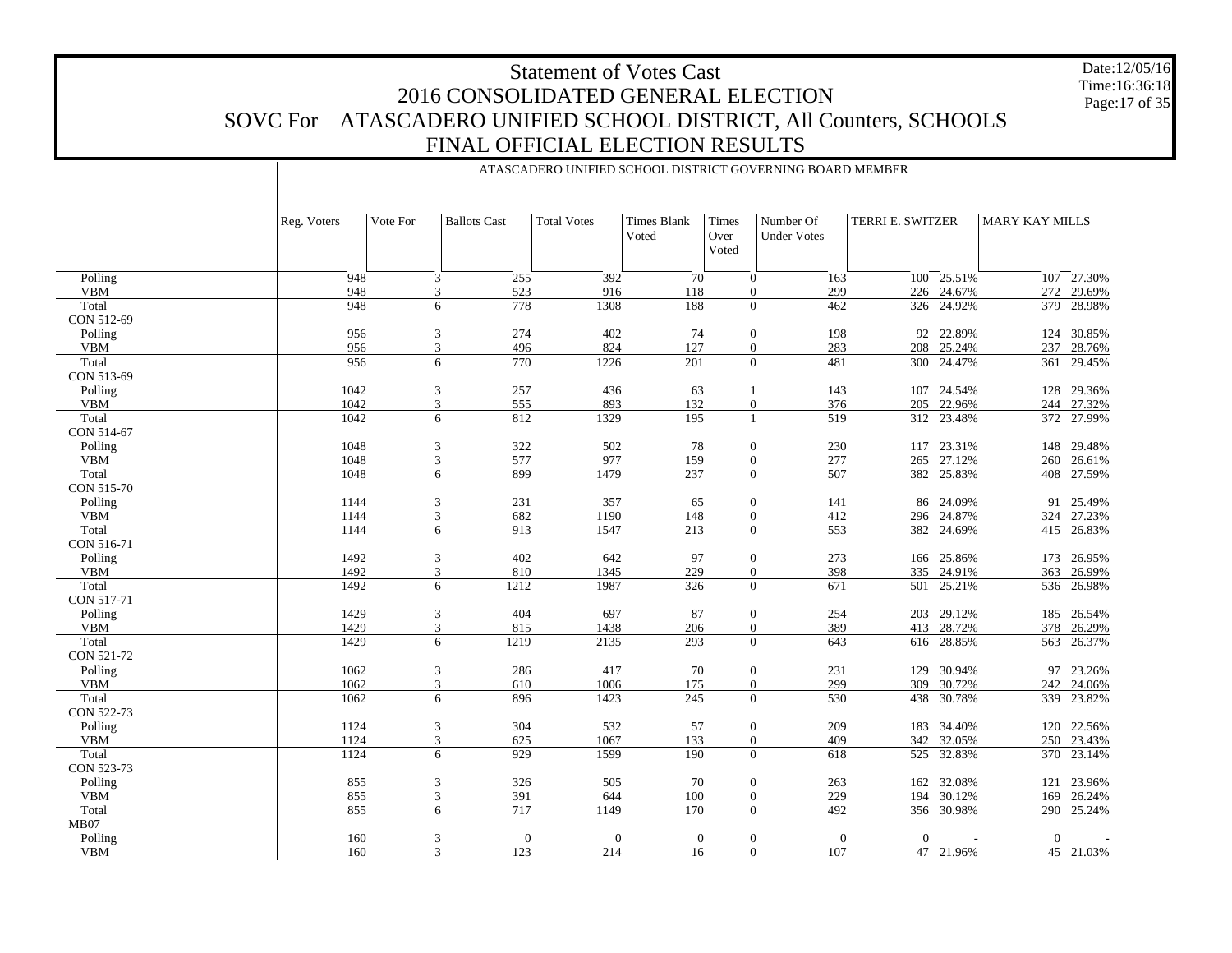# Statement of Votes Cast
## 2016 CONSOLIDATED GENERAL ELECTION
## SOVC For ATASCADERO UNIFIED SCHOOL DISTRICT, All Counters, SCHOOLS
## FINAL OFFICIAL ELECTION RESULTS

Date:12/05/16
Time:16:36:18

ATASCADERO UNIFIED SCHOOL DISTRICT GOVERNING BOARD MEMBER

| | Reg. Voters | Vote For | Ballots Cast | Total Votes | Times Blank Voted | Times Over Voted | Number Of Under Votes | TERRI E. SWITZER | | MARY KAY MILLS | |
|---|---|---|---|---|---|---|---|---|---|---|---|
| Polling | 948 | 3 | 255 | 392 | 70 | 0 | 163 | 100 | 25.51% | 107 | 27.30% |
| VBM | 948 | 3 | 523 | 916 | 118 | 0 | 299 | 226 | 24.67% | 272 | 29.69% |
| Total | 948 | 6 | 778 | 1308 | 188 | 0 | 462 | 326 | 24.92% | 379 | 28.98% |
| CON 512-69 | | | | | | | | | | | |
| Polling | 956 | 3 | 274 | 402 | 74 | 0 | 198 | 92 | 22.89% | 124 | 30.85% |
| VBM | 956 | 3 | 496 | 824 | 127 | 0 | 283 | 208 | 25.24% | 237 | 28.76% |
| Total | 956 | 6 | 770 | 1226 | 201 | 0 | 481 | 300 | 24.47% | 361 | 29.45% |
| CON 513-69 | | | | | | | | | | | |
| Polling | 1042 | 3 | 257 | 436 | 63 | 1 | 143 | 107 | 24.54% | 128 | 29.36% |
| VBM | 1042 | 3 | 555 | 893 | 132 | 0 | 376 | 205 | 22.96% | 244 | 27.32% |
| Total | 1042 | 6 | 812 | 1329 | 195 | 1 | 519 | 312 | 23.48% | 372 | 27.99% |
| CON 514-67 | | | | | | | | | | | |
| Polling | 1048 | 3 | 322 | 502 | 78 | 0 | 230 | 117 | 23.31% | 148 | 29.48% |
| VBM | 1048 | 3 | 577 | 977 | 159 | 0 | 277 | 265 | 27.12% | 260 | 26.61% |
| Total | 1048 | 6 | 899 | 1479 | 237 | 0 | 507 | 382 | 25.83% | 408 | 27.59% |
| CON 515-70 | | | | | | | | | | | |
| Polling | 1144 | 3 | 231 | 357 | 65 | 0 | 141 | 86 | 24.09% | 91 | 25.49% |
| VBM | 1144 | 3 | 682 | 1190 | 148 | 0 | 412 | 296 | 24.87% | 324 | 27.23% |
| Total | 1144 | 6 | 913 | 1547 | 213 | 0 | 553 | 382 | 24.69% | 415 | 26.83% |
| CON 516-71 | | | | | | | | | | | |
| Polling | 1492 | 3 | 402 | 642 | 97 | 0 | 273 | 166 | 25.86% | 173 | 26.95% |
| VBM | 1492 | 3 | 810 | 1345 | 229 | 0 | 398 | 335 | 24.91% | 363 | 26.99% |
| Total | 1492 | 6 | 1212 | 1987 | 326 | 0 | 671 | 501 | 25.21% | 536 | 26.98% |
| CON 517-71 | | | | | | | | | | | |
| Polling | 1429 | 3 | 404 | 697 | 87 | 0 | 254 | 203 | 29.12% | 185 | 26.54% |
| VBM | 1429 | 3 | 815 | 1438 | 206 | 0 | 389 | 413 | 28.72% | 378 | 26.29% |
| Total | 1429 | 6 | 1219 | 2135 | 293 | 0 | 643 | 616 | 28.85% | 563 | 26.37% |
| CON 521-72 | | | | | | | | | | | |
| Polling | 1062 | 3 | 286 | 417 | 70 | 0 | 231 | 129 | 30.94% | 97 | 23.26% |
| VBM | 1062 | 3 | 610 | 1006 | 175 | 0 | 299 | 309 | 30.72% | 242 | 24.06% |
| Total | 1062 | 6 | 896 | 1423 | 245 | 0 | 530 | 438 | 30.78% | 339 | 23.82% |
| CON 522-73 | | | | | | | | | | | |
| Polling | 1124 | 3 | 304 | 532 | 57 | 0 | 209 | 183 | 34.40% | 120 | 22.56% |
| VBM | 1124 | 3 | 625 | 1067 | 133 | 0 | 409 | 342 | 32.05% | 250 | 23.43% |
| Total | 1124 | 6 | 929 | 1599 | 190 | 0 | 618 | 525 | 32.83% | 370 | 23.14% |
| CON 523-73 | | | | | | | | | | | |
| Polling | 855 | 3 | 326 | 505 | 70 | 0 | 263 | 162 | 32.08% | 121 | 23.96% |
| VBM | 855 | 3 | 391 | 644 | 100 | 0 | 229 | 194 | 30.12% | 169 | 26.24% |
| Total | 855 | 6 | 717 | 1149 | 170 | 0 | 492 | 356 | 30.98% | 290 | 25.24% |
| MB07 | | | | | | | | | | | |
| Polling | 160 | 3 | 0 | 0 | 0 | 0 | 0 | 0 | - | 0 | - |
| VBM | 160 | 3 | 123 | 214 | 16 | 0 | 107 | 47 | 21.96% | 45 | 21.03% |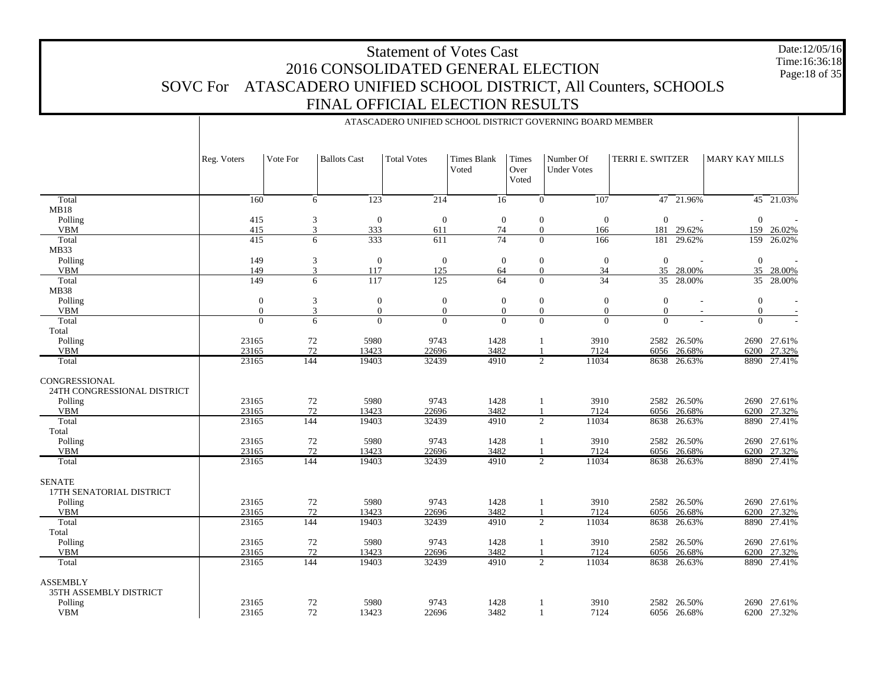# Statement of Votes Cast
## 2016 CONSOLIDATED GENERAL ELECTION
## SOVC For ATASCADERO UNIFIED SCHOOL DISTRICT, All Counters, SCHOOLS
## FINAL OFFICIAL ELECTION RESULTS

Date:12/05/16
Time:16:36:18

ATASCADERO UNIFIED SCHOOL DISTRICT GOVERNING BOARD MEMBER

| | Reg. Voters | Vote For | Ballots Cast | Total Votes | Times Blank Voted | Times Over Voted | Number Of Under Votes | TERRI E. SWITZER | | MARY KAY MILLS | |
|---|---|---|---|---|---|---|---|---|---|---|---|
| Total | 160 | 6 | 123 | 214 | 16 | 0 | 107 | 47 | 21.96% | 45 | 21.03% |
| MB18 | | | | | | | | | | | |
| Polling | 415 | 3 | 0 | 0 | 0 | 0 | 0 | 0 | - | 0 | - |
| VBM | 415 | 3 | 333 | 611 | 74 | 0 | 166 | 181 | 29.62% | 159 | 26.02% |
| Total | 415 | 6 | 333 | 611 | 74 | 0 | 166 | 181 | 29.62% | 159 | 26.02% |
| MB33 | | | | | | | | | | | |
| Polling | 149 | 3 | 0 | 0 | 0 | 0 | 0 | 0 | - | 0 | - |
| VBM | 149 | 3 | 117 | 125 | 64 | 0 | 34 | 35 | 28.00% | 35 | 28.00% |
| Total | 149 | 6 | 117 | 125 | 64 | 0 | 34 | 35 | 28.00% | 35 | 28.00% |
| MB38 | | | | | | | | | | | |
| Polling | 0 | 3 | 0 | 0 | 0 | 0 | 0 | 0 | - | 0 | - |
| VBM | 0 | 3 | 0 | 0 | 0 | 0 | 0 | 0 | - | 0 | - |
| Total | 0 | 6 | 0 | 0 | 0 | 0 | 0 | 0 | - | 0 | - |
| Total | | | | | | | | | | | |
| Polling | 23165 | 72 | 5980 | 9743 | 1428 | 1 | 3910 | 2582 | 26.50% | 2690 | 27.61% |
| VBM | 23165 | 72 | 13423 | 22696 | 3482 | 1 | 7124 | 6056 | 26.68% | 6200 | 27.32% |
| Total | 23165 | 144 | 19403 | 32439 | 4910 | 2 | 11034 | 8638 | 26.63% | 8890 | 27.41% |
| CONGRESSIONAL | | | | | | | | | | | |
| 24TH CONGRESSIONAL DISTRICT | | | | | | | | | | | |
| Polling | 23165 | 72 | 5980 | 9743 | 1428 | 1 | 3910 | 2582 | 26.50% | 2690 | 27.61% |
| VBM | 23165 | 72 | 13423 | 22696 | 3482 | 1 | 7124 | 6056 | 26.68% | 6200 | 27.32% |
| Total | 23165 | 144 | 19403 | 32439 | 4910 | 2 | 11034 | 8638 | 26.63% | 8890 | 27.41% |
| Total | | | | | | | | | | | |
| Polling | 23165 | 72 | 5980 | 9743 | 1428 | 1 | 3910 | 2582 | 26.50% | 2690 | 27.61% |
| VBM | 23165 | 72 | 13423 | 22696 | 3482 | 1 | 7124 | 6056 | 26.68% | 6200 | 27.32% |
| Total | 23165 | 144 | 19403 | 32439 | 4910 | 2 | 11034 | 8638 | 26.63% | 8890 | 27.41% |
| SENATE | | | | | | | | | | | |
| 17TH SENATORIAL DISTRICT | | | | | | | | | | | |
| Polling | 23165 | 72 | 5980 | 9743 | 1428 | 1 | 3910 | 2582 | 26.50% | 2690 | 27.61% |
| VBM | 23165 | 72 | 13423 | 22696 | 3482 | 1 | 7124 | 6056 | 26.68% | 6200 | 27.32% |
| Total | 23165 | 144 | 19403 | 32439 | 4910 | 2 | 11034 | 8638 | 26.63% | 8890 | 27.41% |
| Total | | | | | | | | | | | |
| Polling | 23165 | 72 | 5980 | 9743 | 1428 | 1 | 3910 | 2582 | 26.50% | 2690 | 27.61% |
| VBM | 23165 | 72 | 13423 | 22696 | 3482 | 1 | 7124 | 6056 | 26.68% | 6200 | 27.32% |
| Total | 23165 | 144 | 19403 | 32439 | 4910 | 2 | 11034 | 8638 | 26.63% | 8890 | 27.41% |
| ASSEMBLY | | | | | | | | | | | |
| 35TH ASSEMBLY DISTRICT | | | | | | | | | | | |
| Polling | 23165 | 72 | 5980 | 9743 | 1428 | 1 | 3910 | 2582 | 26.50% | 2690 | 27.61% |
| VBM | 23165 | 72 | 13423 | 22696 | 3482 | 1 | 7124 | 6056 | 26.68% | 6200 | 27.32% |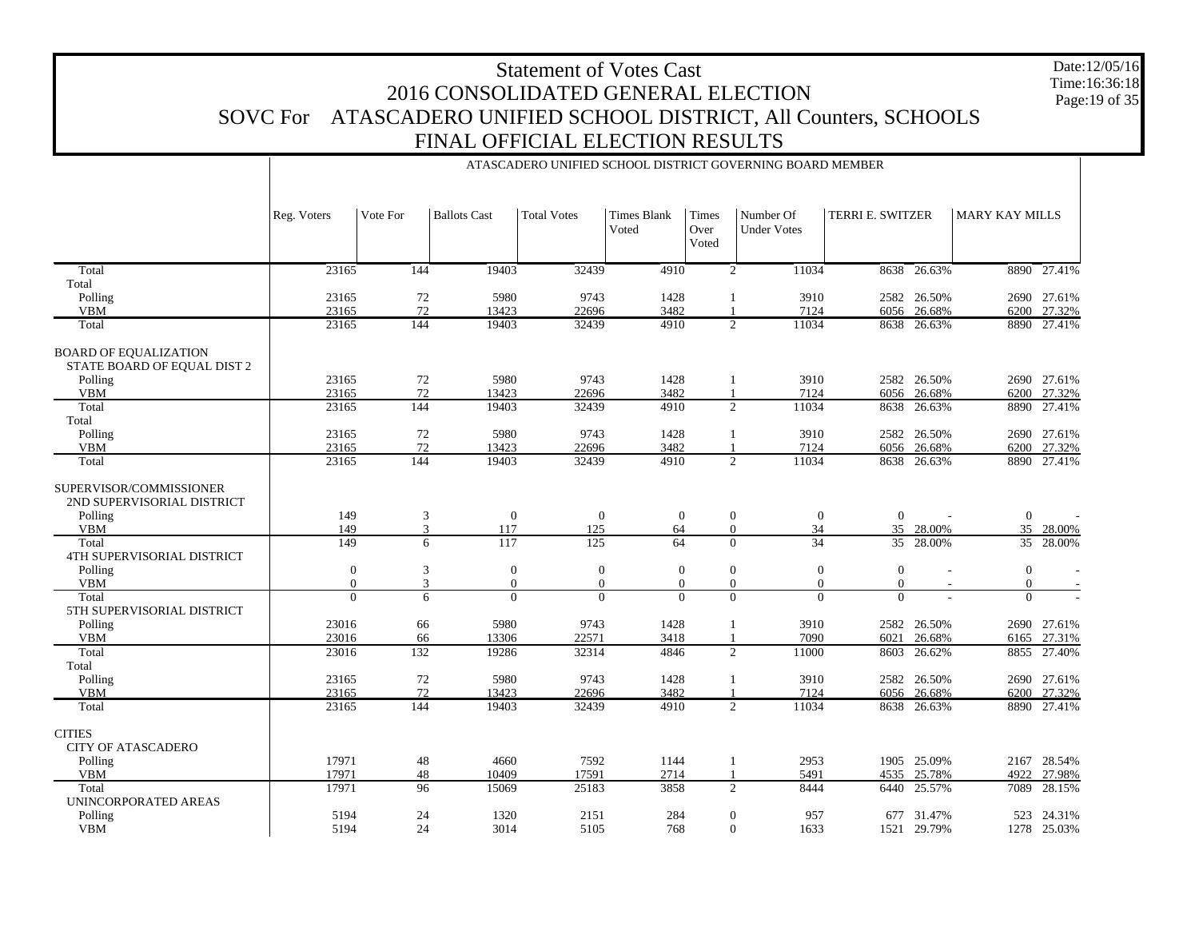# Statement of Votes Cast
## 2016 CONSOLIDATED GENERAL ELECTION
## SOVC For ATASCADERO UNIFIED SCHOOL DISTRICT, All Counters, SCHOOLS
## FINAL OFFICIAL ELECTION RESULTS

Date:12/05/16
Time:16:36:18

ATASCADERO UNIFIED SCHOOL DISTRICT GOVERNING BOARD MEMBER

| | Reg. Voters | Vote For | Ballots Cast | Total Votes | Times Blank Voted | Times Over Voted | Number Of Under Votes | TERRI E. SWITZER | | MARY KAY MILLS | |
|---|---|---|---|---|---|---|---|---|---|---|---|
| Total | 23165 | 144 | 19403 | 32439 | 4910 | 2 | 11034 | 8638 | 26.63% | 8890 | 27.41% |
| Total | | | | | | | | | | | |
| Polling | 23165 | 72 | 5980 | 9743 | 1428 | 1 | 3910 | 2582 | 26.50% | 2690 | 27.61% |
| VBM | 23165 | 72 | 13423 | 22696 | 3482 | 1 | 7124 | 6056 | 26.68% | 6200 | 27.32% |
| Total | 23165 | 144 | 19403 | 32439 | 4910 | 2 | 11034 | 8638 | 26.63% | 8890 | 27.41% |
| BOARD OF EQUALIZATION | | | | | | | | | | | |
| STATE BOARD OF EQUAL DIST 2 | | | | | | | | | | | |
| Polling | 23165 | 72 | 5980 | 9743 | 1428 | 1 | 3910 | 2582 | 26.50% | 2690 | 27.61% |
| VBM | 23165 | 72 | 13423 | 22696 | 3482 | 1 | 7124 | 6056 | 26.68% | 6200 | 27.32% |
| Total | 23165 | 144 | 19403 | 32439 | 4910 | 2 | 11034 | 8638 | 26.63% | 8890 | 27.41% |
| Total | | | | | | | | | | | |
| Polling | 23165 | 72 | 5980 | 9743 | 1428 | 1 | 3910 | 2582 | 26.50% | 2690 | 27.61% |
| VBM | 23165 | 72 | 13423 | 22696 | 3482 | 1 | 7124 | 6056 | 26.68% | 6200 | 27.32% |
| Total | 23165 | 144 | 19403 | 32439 | 4910 | 2 | 11034 | 8638 | 26.63% | 8890 | 27.41% |
| SUPERVISOR/COMMISSIONER | | | | | | | | | | | |
| 2ND SUPERVISORIAL DISTRICT | | | | | | | | | | | |
| Polling | 149 | 3 | 0 | 0 | 0 | 0 | 0 | 0 | - | 0 | - |
| VBM | 149 | 3 | 117 | 125 | 64 | 0 | 34 | 35 | 28.00% | 35 | 28.00% |
| Total | 149 | 6 | 117 | 125 | 64 | 0 | 34 | 35 | 28.00% | 35 | 28.00% |
| 4TH SUPERVISORIAL DISTRICT | | | | | | | | | | | |
| Polling | 0 | 3 | 0 | 0 | 0 | 0 | 0 | 0 | - | 0 | - |
| VBM | 0 | 3 | 0 | 0 | 0 | 0 | 0 | 0 | - | 0 | - |
| Total | 0 | 6 | 0 | 0 | 0 | 0 | 0 | 0 | - | 0 | - |
| 5TH SUPERVISORIAL DISTRICT | | | | | | | | | | | |
| Polling | 23016 | 66 | 5980 | 9743 | 1428 | 1 | 3910 | 2582 | 26.50% | 2690 | 27.61% |
| VBM | 23016 | 66 | 13306 | 22571 | 3418 | 1 | 7090 | 6021 | 26.68% | 6165 | 27.31% |
| Total | 23016 | 132 | 19286 | 32314 | 4846 | 2 | 11000 | 8603 | 26.62% | 8855 | 27.40% |
| Total | | | | | | | | | | | |
| Polling | 23165 | 72 | 5980 | 9743 | 1428 | 1 | 3910 | 2582 | 26.50% | 2690 | 27.61% |
| VBM | 23165 | 72 | 13423 | 22696 | 3482 | 1 | 7124 | 6056 | 26.68% | 6200 | 27.32% |
| Total | 23165 | 144 | 19403 | 32439 | 4910 | 2 | 11034 | 8638 | 26.63% | 8890 | 27.41% |
| CITIES | | | | | | | | | | | |
| CITY OF ATASCADERO | | | | | | | | | | | |
| Polling | 17971 | 48 | 4660 | 7592 | 1144 | 1 | 2953 | 1905 | 25.09% | 2167 | 28.54% |
| VBM | 17971 | 48 | 10409 | 17591 | 2714 | 1 | 5491 | 4535 | 25.78% | 4922 | 27.98% |
| Total | 17971 | 96 | 15069 | 25183 | 3858 | 2 | 8444 | 6440 | 25.57% | 7089 | 28.15% |
| UNINCORPORATED AREAS | | | | | | | | | | | |
| Polling | 5194 | 24 | 1320 | 2151 | 284 | 0 | 957 | 677 | 31.47% | 523 | 24.31% |
| VBM | 5194 | 24 | 3014 | 5105 | 768 | 0 | 1633 | 1521 | 29.79% | 1278 | 25.03% |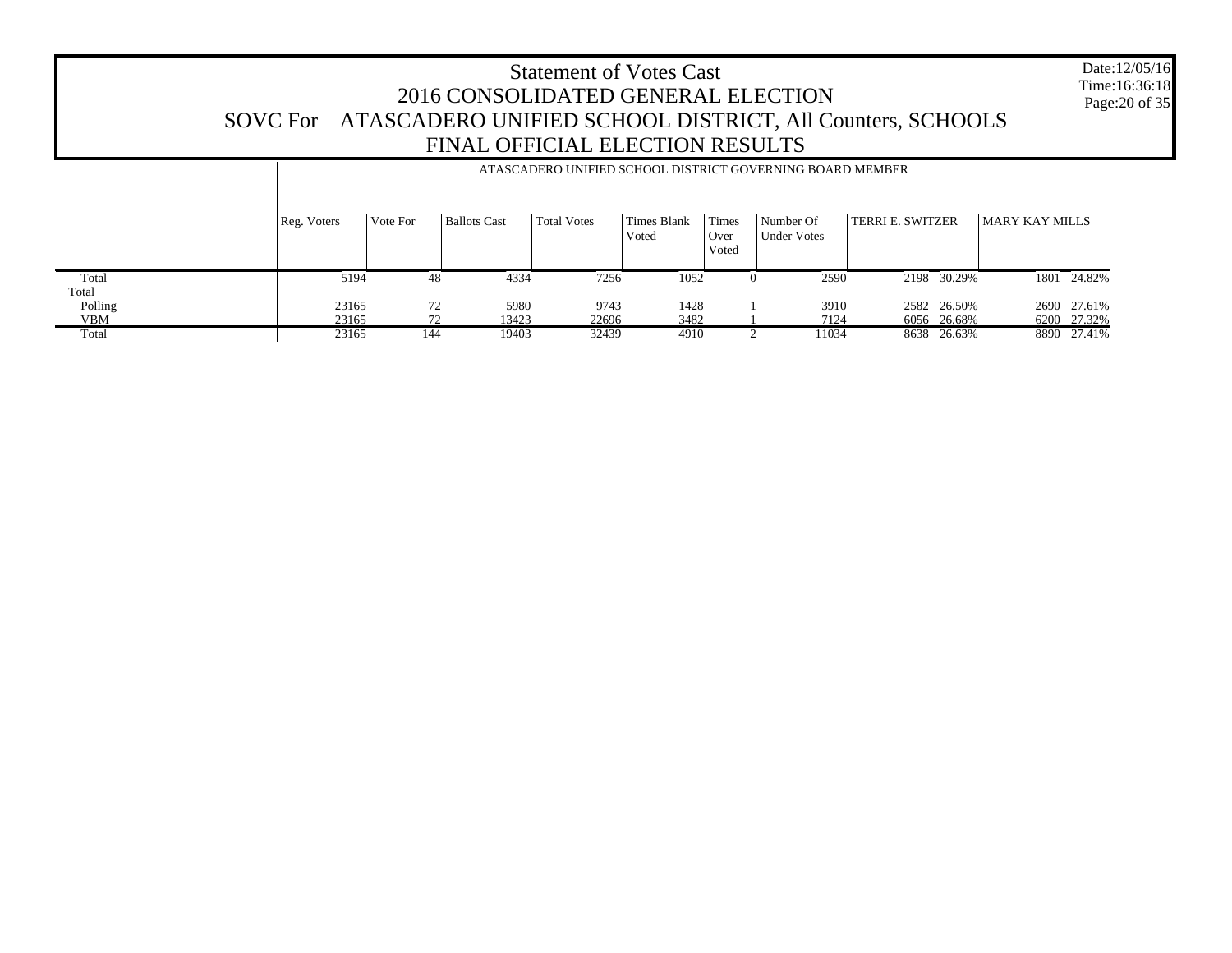# Statement of Votes Cast
## 2016 CONSOLIDATED GENERAL ELECTION
## SOVC For ATASCADERO UNIFIED SCHOOL DISTRICT, All Counters, SCHOOLS
## FINAL OFFICIAL ELECTION RESULTS

Date:12/05/16
Time:16:36:18

| | ATASCADERO UNIFIED SCHOOL DISTRICT GOVERNING BOARD MEMBER | | | | | | | | | | |
|---|---|---|---|---|---|---|---|---|---|---|---|
| | Reg. Voters | Vote For | Ballots Cast | Total Votes | Times Blank Voted | Times Over Voted | Number Of Under Votes | TERRI E. SWITZER | | MARY KAY MILLS | |
| Total | 5194 | 48 | 4334 | 7256 | 1052 | 0 | 2590 | 2198 | 30.29% | 1801 | 24.82% |
| Total | | | | | | | | | | | |
| Polling | 23165 | 72 | 5980 | 9743 | 1428 | 1 | 3910 | 2582 | 26.50% | 2690 | 27.61% |
| VBM | 23165 | 72 | 13423 | 22696 | 3482 | 1 | 7124 | 6056 | 26.68% | 6200 | 27.32% |
| Total | 23165 | 144 | 19403 | 32439 | 4910 | 2 | 11034 | 8638 | 26.63% | 8890 | 27.41% |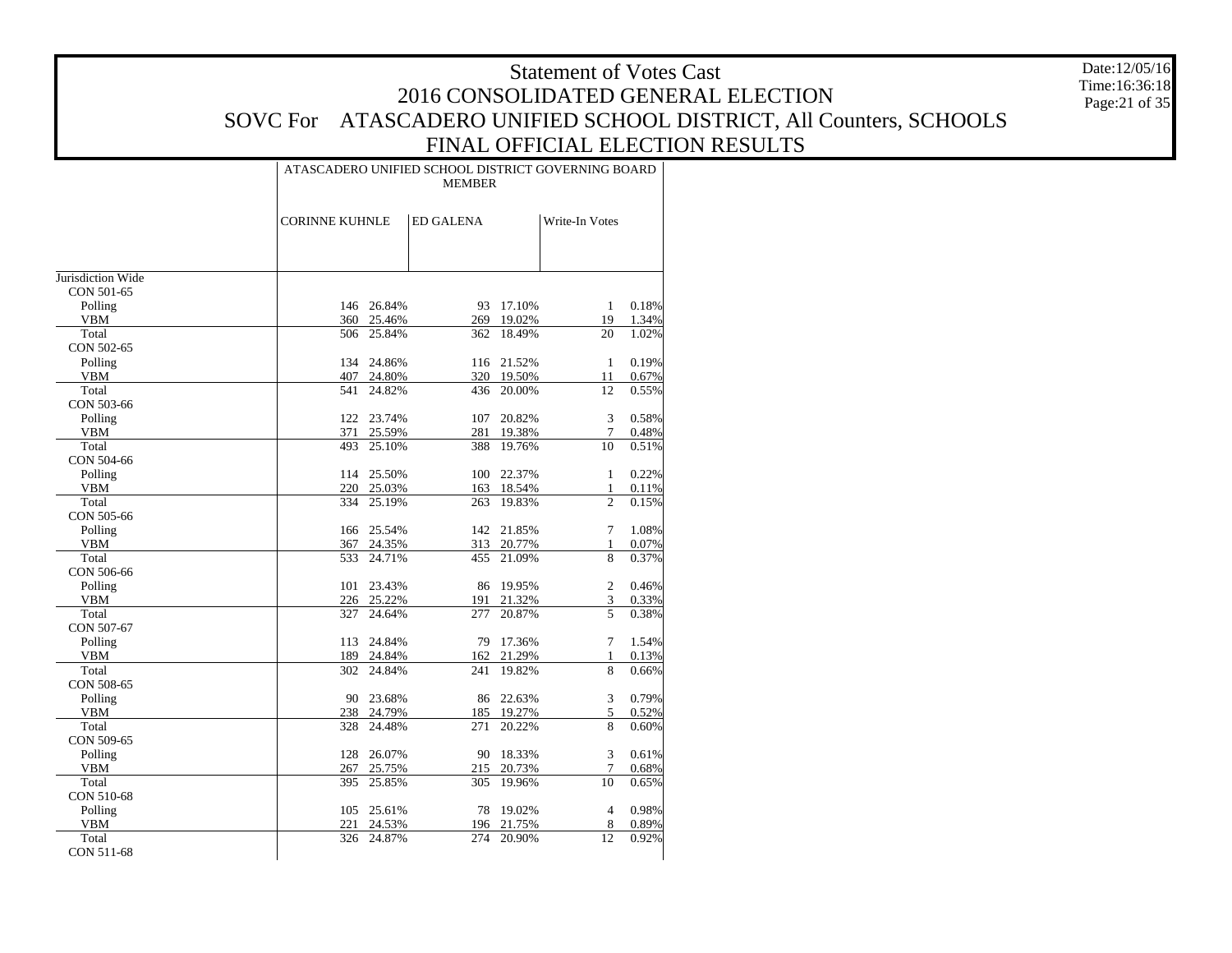# Statement of Votes Cast
## 2016 CONSOLIDATED GENERAL ELECTION
## SOVC For ATASCADERO UNIFIED SCHOOL DISTRICT, All Counters, SCHOOLS
## FINAL OFFICIAL ELECTION RESULTS

Date:12/05/16
Time:16:36:18

| | ATASCADERO UNIFIED SCHOOL DISTRICT GOVERNING BOARD MEMBER | | | | | |
|---|---|---|---|---|---|---|
| | CORINNE KUHNLE | | ED GALENA | | Write-In Votes | |
| Jurisdiction Wide | | | | | | |
| CON 501-65 | | | | | | |
| Polling | 146 | 26.84% | 93 | 17.10% | 1 | 0.18% |
| VBM | 360 | 25.46% | 269 | 19.02% | 19 | 1.34% |
| Total | 506 | 25.84% | 362 | 18.49% | 20 | 1.02% |
| CON 502-65 | | | | | | |
| Polling | 134 | 24.86% | 116 | 21.52% | 1 | 0.19% |
| VBM | 407 | 24.80% | 320 | 19.50% | 11 | 0.67% |
| Total | 541 | 24.82% | 436 | 20.00% | 12 | 0.55% |
| CON 503-66 | | | | | | |
| Polling | 122 | 23.74% | 107 | 20.82% | 3 | 0.58% |
| VBM | 371 | 25.59% | 281 | 19.38% | 7 | 0.48% |
| Total | 493 | 25.10% | 388 | 19.76% | 10 | 0.51% |
| CON 504-66 | | | | | | |
| Polling | 114 | 25.50% | 100 | 22.37% | 1 | 0.22% |
| VBM | 220 | 25.03% | 163 | 18.54% | 1 | 0.11% |
| Total | 334 | 25.19% | 263 | 19.83% | 2 | 0.15% |
| CON 505-66 | | | | | | |
| Polling | 166 | 25.54% | 142 | 21.85% | 7 | 1.08% |
| VBM | 367 | 24.35% | 313 | 20.77% | 1 | 0.07% |
| Total | 533 | 24.71% | 455 | 21.09% | 8 | 0.37% |
| CON 506-66 | | | | | | |
| Polling | 101 | 23.43% | 86 | 19.95% | 2 | 0.46% |
| VBM | 226 | 25.22% | 191 | 21.32% | 3 | 0.33% |
| Total | 327 | 24.64% | 277 | 20.87% | 5 | 0.38% |
| CON 507-67 | | | | | | |
| Polling | 113 | 24.84% | 79 | 17.36% | 7 | 1.54% |
| VBM | 189 | 24.84% | 162 | 21.29% | 1 | 0.13% |
| Total | 302 | 24.84% | 241 | 19.82% | 8 | 0.66% |
| CON 508-65 | | | | | | |
| Polling | 90 | 23.68% | 86 | 22.63% | 3 | 0.79% |
| VBM | 238 | 24.79% | 185 | 19.27% | 5 | 0.52% |
| Total | 328 | 24.48% | 271 | 20.22% | 8 | 0.60% |
| CON 509-65 | | | | | | |
| Polling | 128 | 26.07% | 90 | 18.33% | 3 | 0.61% |
| VBM | 267 | 25.75% | 215 | 20.73% | 7 | 0.68% |
| Total | 395 | 25.85% | 305 | 19.96% | 10 | 0.65% |
| CON 510-68 | | | | | | |
| Polling | 105 | 25.61% | 78 | 19.02% | 4 | 0.98% |
| VBM | 221 | 24.53% | 196 | 21.75% | 8 | 0.89% |
| Total | 326 | 24.87% | 274 | 20.90% | 12 | 0.92% |
| CON 511-68 | | | | | | |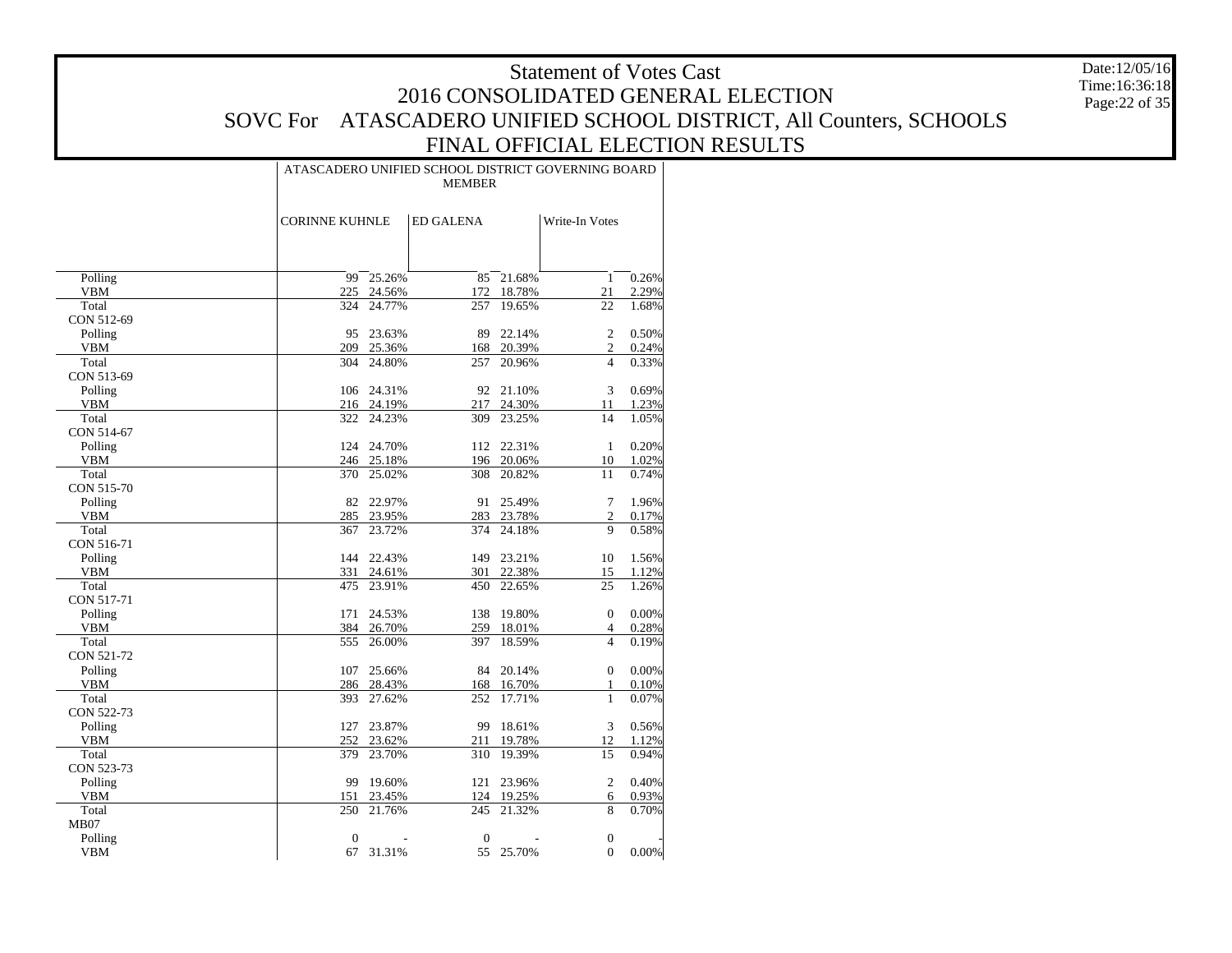# Statement of Votes Cast
## 2016 CONSOLIDATED GENERAL ELECTION
## SOVC For ATASCADERO UNIFIED SCHOOL DISTRICT, All Counters, SCHOOLS
## FINAL OFFICIAL ELECTION RESULTS

Date:12/05/16
Time:16:36:18

| | ATASCADERO UNIFIED SCHOOL DISTRICT GOVERNING BOARD MEMBER | | | | | |
|---|---|---|---|---|---|---|
| | CORINNE KUHNLE | | ED GALENA | | Write-In Votes | |
| Polling | 99 | 25.26% | 85 | 21.68% | 1 | 0.26% |
| VBM | 225 | 24.56% | 172 | 18.78% | 21 | 2.29% |
| Total | 324 | 24.77% | 257 | 19.65% | 22 | 1.68% |
| CON 512-69 | | | | | | |
| Polling | 95 | 23.63% | 89 | 22.14% | 2 | 0.50% |
| VBM | 209 | 25.36% | 168 | 20.39% | 2 | 0.24% |
| Total | 304 | 24.80% | 257 | 20.96% | 4 | 0.33% |
| CON 513-69 | | | | | | |
| Polling | 106 | 24.31% | 92 | 21.10% | 3 | 0.69% |
| VBM | 216 | 24.19% | 217 | 24.30% | 11 | 1.23% |
| Total | 322 | 24.23% | 309 | 23.25% | 14 | 1.05% |
| CON 514-67 | | | | | | |
| Polling | 124 | 24.70% | 112 | 22.31% | 1 | 0.20% |
| VBM | 246 | 25.18% | 196 | 20.06% | 10 | 1.02% |
| Total | 370 | 25.02% | 308 | 20.82% | 11 | 0.74% |
| CON 515-70 | | | | | | |
| Polling | 82 | 22.97% | 91 | 25.49% | 7 | 1.96% |
| VBM | 285 | 23.95% | 283 | 23.78% | 2 | 0.17% |
| Total | 367 | 23.72% | 374 | 24.18% | 9 | 0.58% |
| CON 516-71 | | | | | | |
| Polling | 144 | 22.43% | 149 | 23.21% | 10 | 1.56% |
| VBM | 331 | 24.61% | 301 | 22.38% | 15 | 1.12% |
| Total | 475 | 23.91% | 450 | 22.65% | 25 | 1.26% |
| CON 517-71 | | | | | | |
| Polling | 171 | 24.53% | 138 | 19.80% | 0 | 0.00% |
| VBM | 384 | 26.70% | 259 | 18.01% | 4 | 0.28% |
| Total | 555 | 26.00% | 397 | 18.59% | 4 | 0.19% |
| CON 521-72 | | | | | | |
| Polling | 107 | 25.66% | 84 | 20.14% | 0 | 0.00% |
| VBM | 286 | 28.43% | 168 | 16.70% | 1 | 0.10% |
| Total | 393 | 27.62% | 252 | 17.71% | 1 | 0.07% |
| CON 522-73 | | | | | | |
| Polling | 127 | 23.87% | 99 | 18.61% | 3 | 0.56% |
| VBM | 252 | 23.62% | 211 | 19.78% | 12 | 1.12% |
| Total | 379 | 23.70% | 310 | 19.39% | 15 | 0.94% |
| CON 523-73 | | | | | | |
| Polling | 99 | 19.60% | 121 | 23.96% | 2 | 0.40% |
| VBM | 151 | 23.45% | 124 | 19.25% | 6 | 0.93% |
| Total | 250 | 21.76% | 245 | 21.32% | 8 | 0.70% |
| MB07 | | | | | | |
| Polling | 0 | - | 0 | - | 0 | - |
| VBM | 67 | 31.31% | 55 | 25.70% | 0 | 0.00% |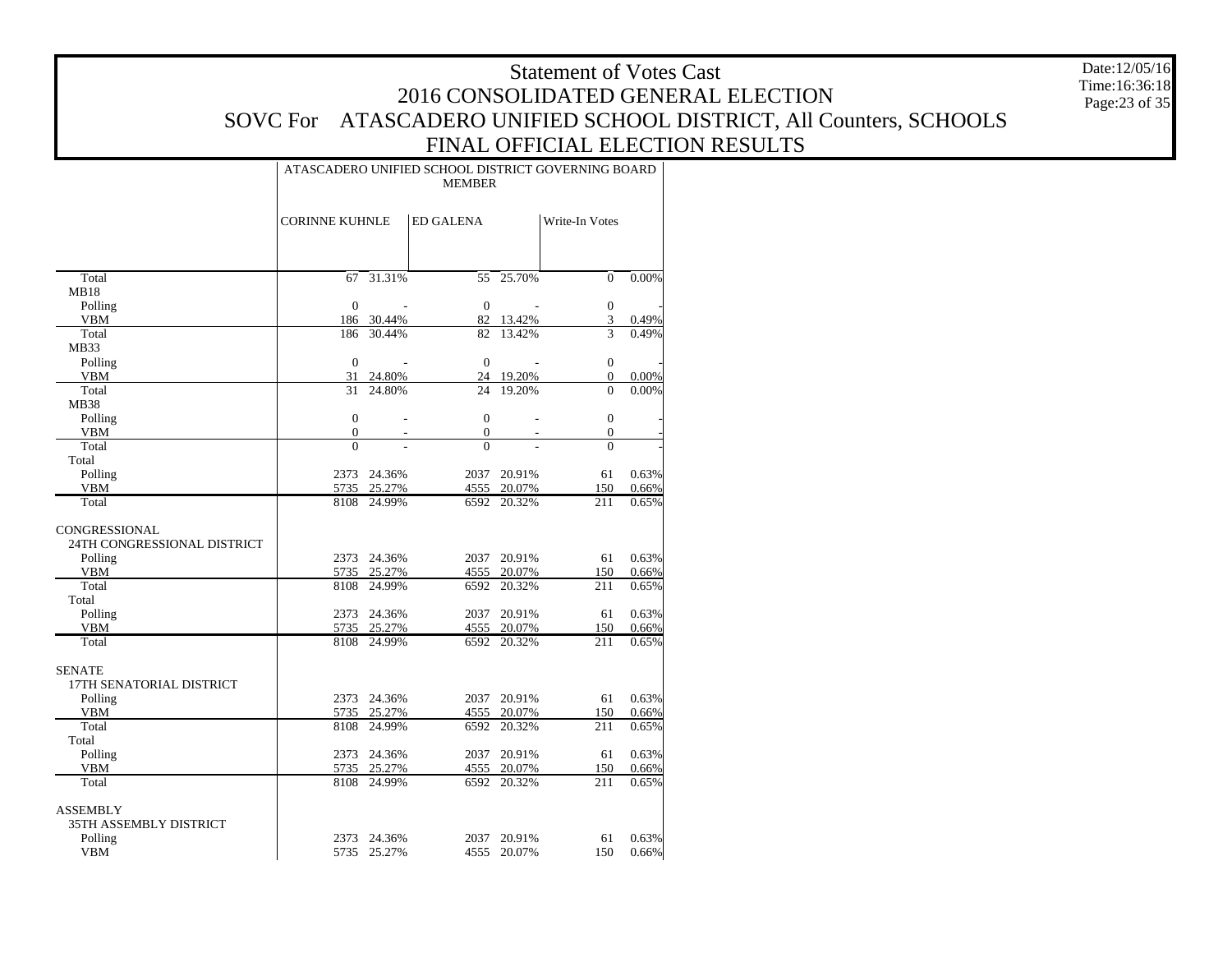# Statement of Votes Cast
## 2016 CONSOLIDATED GENERAL ELECTION
## SOVC For ATASCADERO UNIFIED SCHOOL DISTRICT, All Counters, SCHOOLS
## FINAL OFFICIAL ELECTION RESULTS

Date:12/05/16
Time:16:36:18

| | ATASCADERO UNIFIED SCHOOL DISTRICT GOVERNING BOARD MEMBER | | | | | |
|---|---|---|---|---|---|---|
| | CORINNE KUHNLE | | ED GALENA | | Write-In Votes | |
| Total | 67 | 31.31% | 55 | 25.70% | 0 | 0.00% |
| MB18 | | | | | | |
| Polling | 0 | - | 0 | - | 0 | - |
| VBM | 186 | 30.44% | 82 | 13.42% | 3 | 0.49% |
| Total | 186 | 30.44% | 82 | 13.42% | 3 | 0.49% |
| MB33 | | | | | | |
| Polling | 0 | - | 0 | - | 0 | - |
| VBM | 31 | 24.80% | 24 | 19.20% | 0 | 0.00% |
| Total | 31 | 24.80% | 24 | 19.20% | 0 | 0.00% |
| MB38 | | | | | | |
| Polling | 0 | - | 0 | - | 0 | - |
| VBM | 0 | - | 0 | - | 0 | - |
| Total | 0 | - | 0 | - | 0 | - |
| Total | | | | | | |
| Polling | 2373 | 24.36% | 2037 | 20.91% | 61 | 0.63% |
| VBM | 5735 | 25.27% | 4555 | 20.07% | 150 | 0.66% |
| Total | 8108 | 24.99% | 6592 | 20.32% | 211 | 0.65% |
| CONGRESSIONAL | | | | | | |
| 24TH CONGRESSIONAL DISTRICT | | | | | | |
| Polling | 2373 | 24.36% | 2037 | 20.91% | 61 | 0.63% |
| VBM | 5735 | 25.27% | 4555 | 20.07% | 150 | 0.66% |
| Total | 8108 | 24.99% | 6592 | 20.32% | 211 | 0.65% |
| Total | | | | | | |
| Polling | 2373 | 24.36% | 2037 | 20.91% | 61 | 0.63% |
| VBM | 5735 | 25.27% | 4555 | 20.07% | 150 | 0.66% |
| Total | 8108 | 24.99% | 6592 | 20.32% | 211 | 0.65% |
| SENATE | | | | | | |
| 17TH SENATORIAL DISTRICT | | | | | | |
| Polling | 2373 | 24.36% | 2037 | 20.91% | 61 | 0.63% |
| VBM | 5735 | 25.27% | 4555 | 20.07% | 150 | 0.66% |
| Total | 8108 | 24.99% | 6592 | 20.32% | 211 | 0.65% |
| Total | | | | | | |
| Polling | 2373 | 24.36% | 2037 | 20.91% | 61 | 0.63% |
| VBM | 5735 | 25.27% | 4555 | 20.07% | 150 | 0.66% |
| Total | 8108 | 24.99% | 6592 | 20.32% | 211 | 0.65% |
| ASSEMBLY | | | | | | |
| 35TH ASSEMBLY DISTRICT | | | | | | |
| Polling | 2373 | 24.36% | 2037 | 20.91% | 61 | 0.63% |
| VBM | 5735 | 25.27% | 4555 | 20.07% | 150 | 0.66% |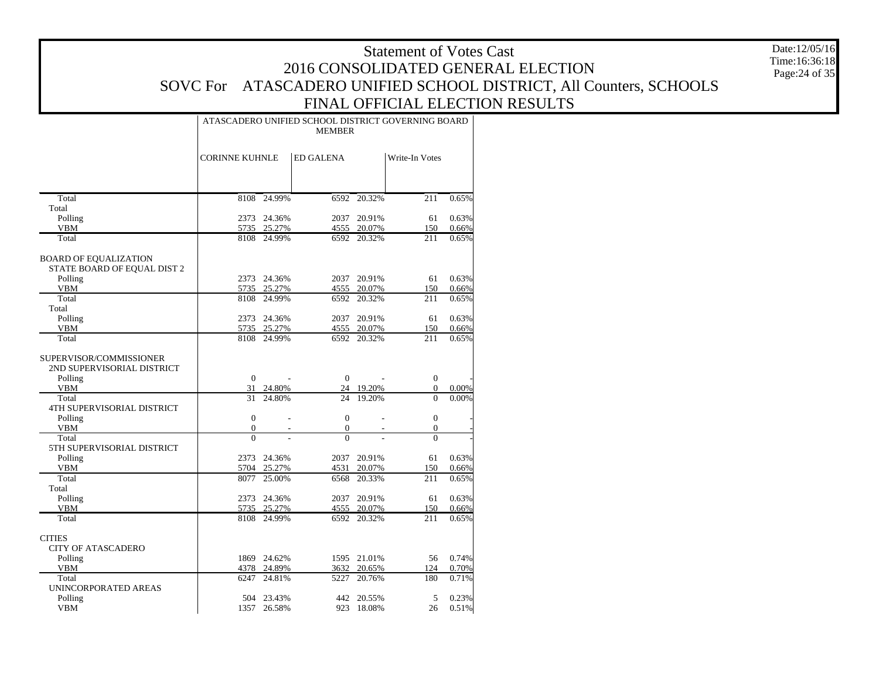# Statement of Votes Cast
## 2016 CONSOLIDATED GENERAL ELECTION
## SOVC For ATASCADERO UNIFIED SCHOOL DISTRICT, All Counters, SCHOOLS
## FINAL OFFICIAL ELECTION RESULTS

Date:12/05/16
Time:16:36:18

| | ATASCADERO UNIFIED SCHOOL DISTRICT GOVERNING BOARD MEMBER | | | | | |
|---|---|---|---|---|---|---|
| | CORINNE KUHNLE | | ED GALENA | | Write-In Votes | |
| Total | 8108 | 24.99% | 6592 | 20.32% | 211 | 0.65% |
| Total | | | | | | |
| Polling | 2373 | 24.36% | 2037 | 20.91% | 61 | 0.63% |
| VBM | 5735 | 25.27% | 4555 | 20.07% | 150 | 0.66% |
| Total | 8108 | 24.99% | 6592 | 20.32% | 211 | 0.65% |
| BOARD OF EQUALIZATION | | | | | | |
| STATE BOARD OF EQUAL DIST 2 | | | | | | |
| Polling | 2373 | 24.36% | 2037 | 20.91% | 61 | 0.63% |
| VBM | 5735 | 25.27% | 4555 | 20.07% | 150 | 0.66% |
| Total | 8108 | 24.99% | 6592 | 20.32% | 211 | 0.65% |
| Total | | | | | | |
| Polling | 2373 | 24.36% | 2037 | 20.91% | 61 | 0.63% |
| VBM | 5735 | 25.27% | 4555 | 20.07% | 150 | 0.66% |
| Total | 8108 | 24.99% | 6592 | 20.32% | 211 | 0.65% |
| SUPERVISOR/COMMISSIONER | | | | | | |
| 2ND SUPERVISORIAL DISTRICT | | | | | | |
| Polling | 0 | - | 0 | - | 0 | - |
| VBM | 31 | 24.80% | 24 | 19.20% | 0 | 0.00% |
| Total | 31 | 24.80% | 24 | 19.20% | 0 | 0.00% |
| 4TH SUPERVISORIAL DISTRICT | | | | | | |
| Polling | 0 | - | 0 | - | 0 | - |
| VBM | 0 | - | 0 | - | 0 | - |
| Total | 0 | - | 0 | - | 0 | - |
| 5TH SUPERVISORIAL DISTRICT | | | | | | |
| Polling | 2373 | 24.36% | 2037 | 20.91% | 61 | 0.63% |
| VBM | 5704 | 25.27% | 4531 | 20.07% | 150 | 0.66% |
| Total | 8077 | 25.00% | 6568 | 20.33% | 211 | 0.65% |
| Total | | | | | | |
| Polling | 2373 | 24.36% | 2037 | 20.91% | 61 | 0.63% |
| VBM | 5735 | 25.27% | 4555 | 20.07% | 150 | 0.66% |
| Total | 8108 | 24.99% | 6592 | 20.32% | 211 | 0.65% |
| CITIES | | | | | | |
| CITY OF ATASCADERO | | | | | | |
| Polling | 1869 | 24.62% | 1595 | 21.01% | 56 | 0.74% |
| VBM | 4378 | 24.89% | 3632 | 20.65% | 124 | 0.70% |
| Total | 6247 | 24.81% | 5227 | 20.76% | 180 | 0.71% |
| UNINCORPORATED AREAS | | | | | | |
| Polling | 504 | 23.43% | 442 | 20.55% | 5 | 0.23% |
| VBM | 1357 | 26.58% | 923 | 18.08% | 26 | 0.51% |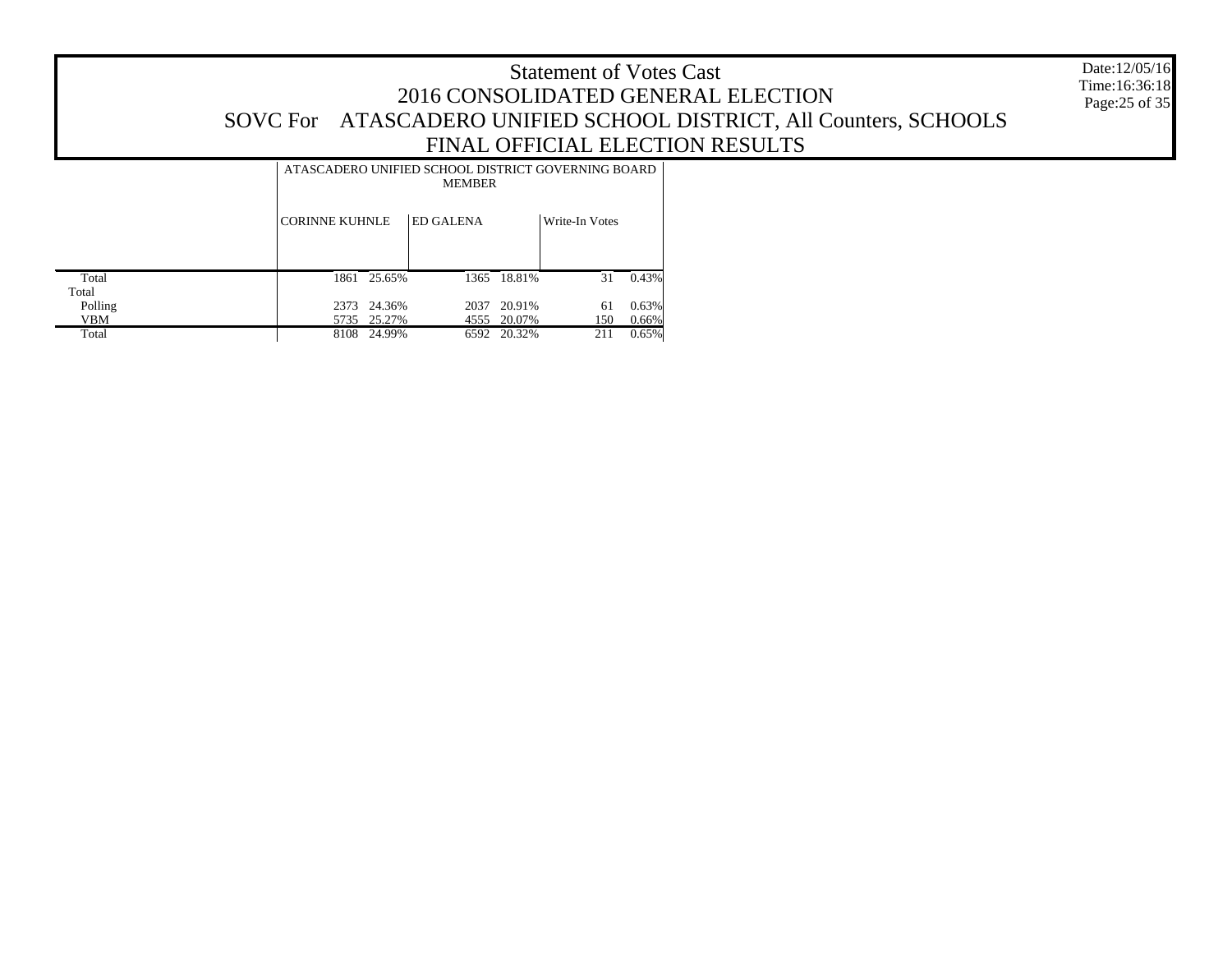# Statement of Votes Cast
## 2016 CONSOLIDATED GENERAL ELECTION
## SOVC For ATASCADERO UNIFIED SCHOOL DISTRICT, All Counters, SCHOOLS
## FINAL OFFICIAL ELECTION RESULTS

Date:12/05/16
Time:16:36:18

| | ATASCADERO UNIFIED SCHOOL DISTRICT GOVERNING BOARD MEMBER | | | | | |
|---|---|---|---|---|---|---|
| | CORINNE KUHNLE | | ED GALENA | | Write-In Votes | |
| Total | 1861 | 25.65% | 1365 | 18.81% | 31 | 0.43% |
| Total | | | | | | |
| Polling | 2373 | 24.36% | 2037 | 20.91% | 61 | 0.63% |
| VBM | 5735 | 25.27% | 4555 | 20.07% | 150 | 0.66% |
| Total | 8108 | 24.99% | 6592 | 20.32% | 211 | 0.65% |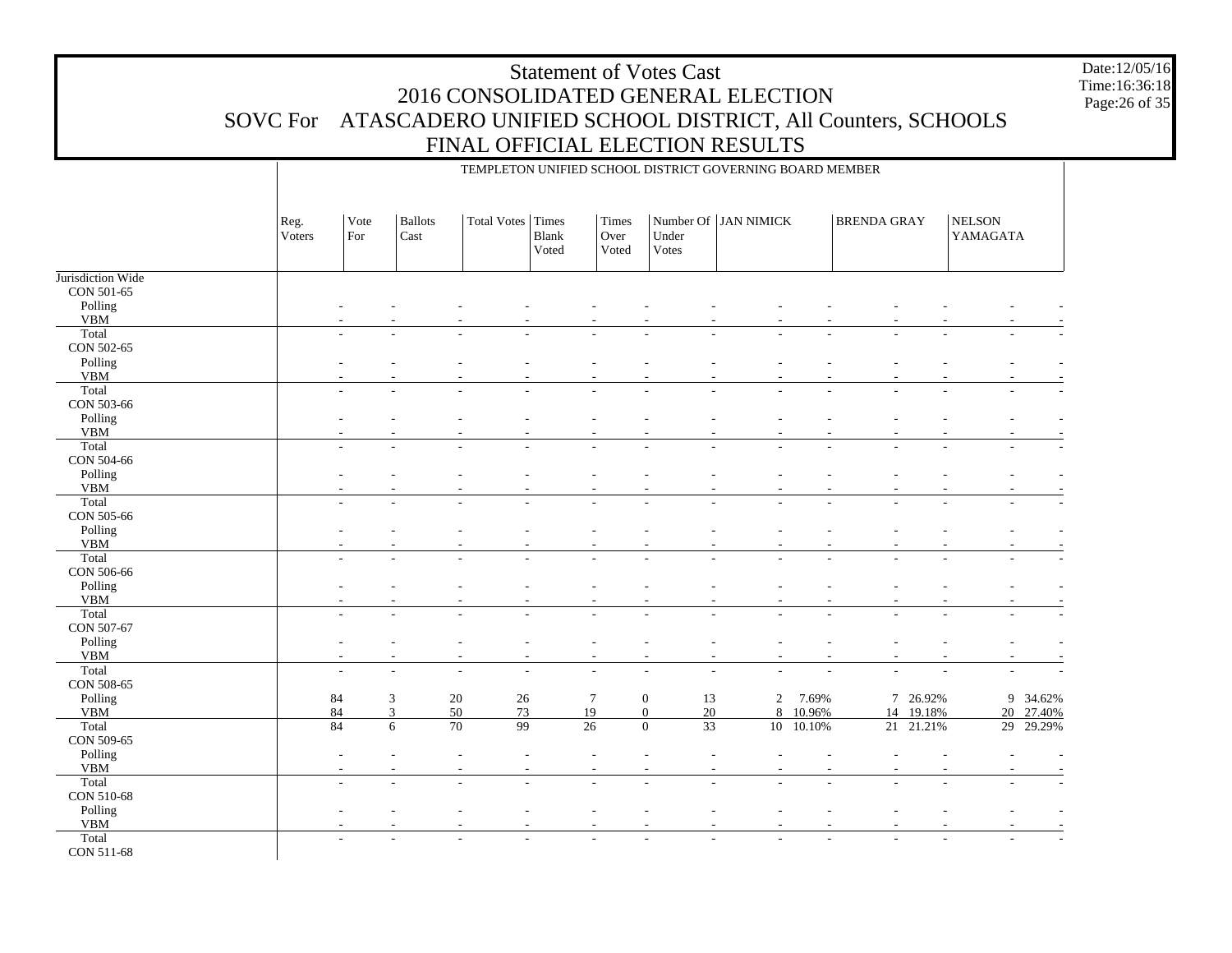# Statement of Votes Cast
## 2016 CONSOLIDATED GENERAL ELECTION
## SOVC For ATASCADERO UNIFIED SCHOOL DISTRICT, All Counters, SCHOOLS
## FINAL OFFICIAL ELECTION RESULTS

Date:12/05/16
Time:16:36:18

TEMPLETON UNIFIED SCHOOL DISTRICT GOVERNING BOARD MEMBER

| | Reg. Voters | Vote For | Ballots Cast | Total Votes | Times Blank Voted | Times Over Voted | Number Of Under Votes | JAN NIMICK | | BRENDA GRAY | | NELSON YAMAGATA | |
|---|---|---|---|---|---|---|---|---|---|---|---|---|---|
| Jurisdiction Wide | | | | | | | | | | | | | |
| CON 501-65 | | | | | | | | | | | | | |
| Polling | - | - | - | - | - | - | - | - | - | - | - | - | - |
| VBM | - | - | - | - | - | - | - | - | - | - | - | - | - |
| Total | - | - | - | - | - | - | - | - | - | - | - | - | - |
| CON 502-65 | | | | | | | | | | | | | |
| Polling | - | - | - | - | - | - | - | - | - | - | - | - | - |
| VBM | - | - | - | - | - | - | - | - | - | - | - | - | - |
| Total | - | - | - | - | - | - | - | - | - | - | - | - | - |
| CON 503-66 | | | | | | | | | | | | | |
| Polling | - | - | - | - | - | - | - | - | - | - | - | - | - |
| VBM | - | - | - | - | - | - | - | - | - | - | - | - | - |
| Total | - | - | - | - | - | - | - | - | - | - | - | - | - |
| CON 504-66 | | | | | | | | | | | | | |
| Polling | - | - | - | - | - | - | - | - | - | - | - | - | - |
| VBM | - | - | - | - | - | - | - | - | - | - | - | - | - |
| Total | - | - | - | - | - | - | - | - | - | - | - | - | - |
| CON 505-66 | | | | | | | | | | | | | |
| Polling | - | - | - | - | - | - | - | - | - | - | - | - | - |
| VBM | - | - | - | - | - | - | - | - | - | - | - | - | - |
| Total | - | - | - | - | - | - | - | - | - | - | - | - | - |
| CON 506-66 | | | | | | | | | | | | | |
| Polling | - | - | - | - | - | - | - | - | - | - | - | - | - |
| VBM | - | - | - | - | - | - | - | - | - | - | - | - | - |
| Total | - | - | - | - | - | - | - | - | - | - | - | - | - |
| CON 507-67 | | | | | | | | | | | | | |
| Polling | - | - | - | - | - | - | - | - | - | - | - | - | - |
| VBM | - | - | - | - | - | - | - | - | - | - | - | - | - |
| Total | - | - | - | - | - | - | - | - | - | - | - | - | - |
| CON 508-65 | | | | | | | | | | | | | |
| Polling | 84 | 3 | 20 | 26 | 7 | 0 | 13 | 2 | 7.69% | 7 | 26.92% | 9 | 34.62% |
| VBM | 84 | 3 | 50 | 73 | 19 | 0 | 20 | 8 | 10.96% | 14 | 19.18% | 20 | 27.40% |
| Total | 84 | 6 | 70 | 99 | 26 | 0 | 33 | 10 | 10.10% | 21 | 21.21% | 29 | 29.29% |
| CON 509-65 | | | | | | | | | | | | | |
| Polling | - | - | - | - | - | - | - | - | - | - | - | - | - |
| VBM | - | - | - | - | - | - | - | - | - | - | - | - | - |
| Total | - | - | - | - | - | - | - | - | - | - | - | - | - |
| CON 510-68 | | | | | | | | | | | | | |
| Polling | - | - | - | - | - | - | - | - | - | - | - | - | - |
| VBM | - | - | - | - | - | - | - | - | - | - | - | - | - |
| Total | - | - | - | - | - | - | - | - | - | - | - | - | - |
| CON 511-68 | | | | | | | | | | | | | |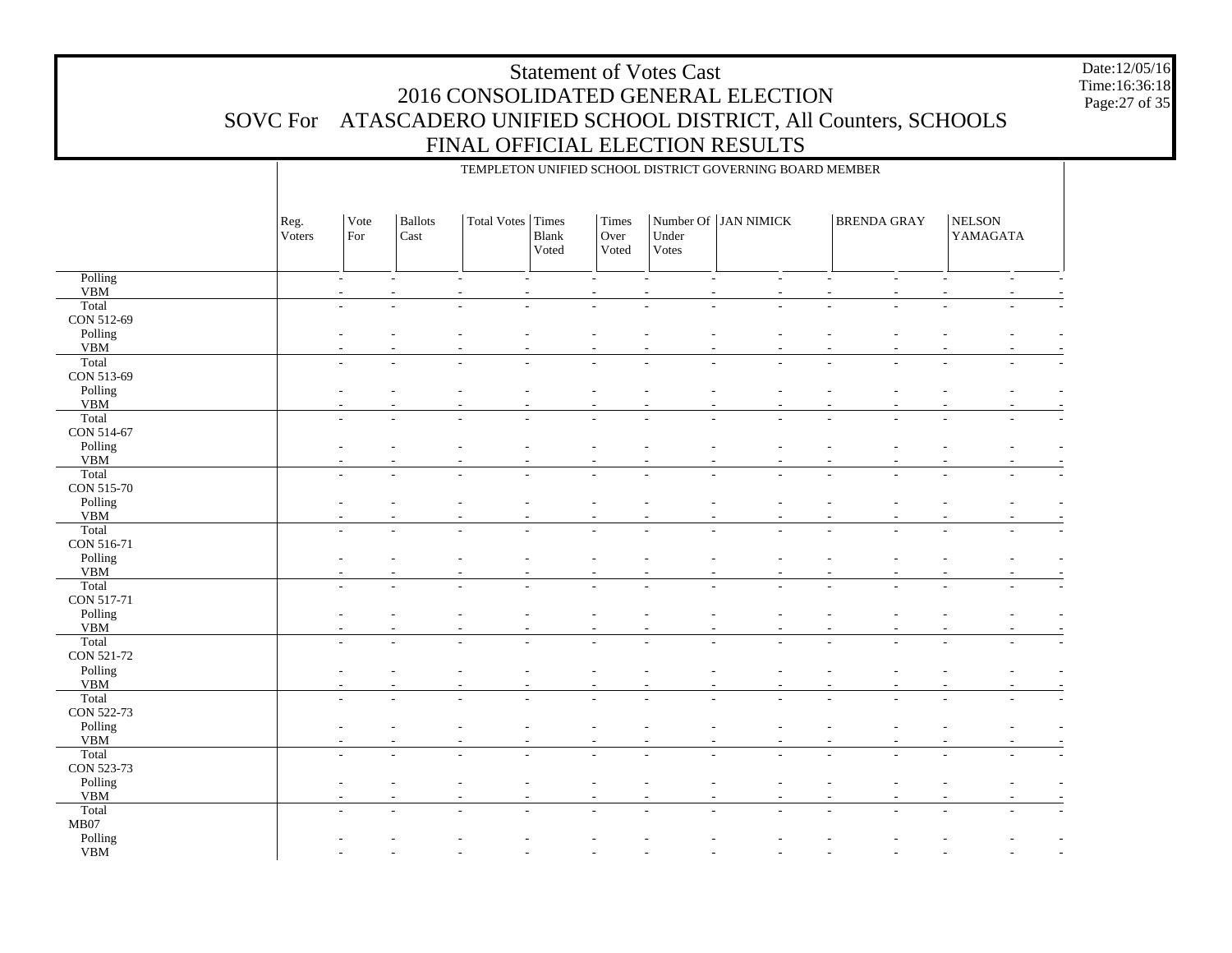# Statement of Votes Cast
## 2016 CONSOLIDATED GENERAL ELECTION
## SOVC For ATASCADERO UNIFIED SCHOOL DISTRICT, All Counters, SCHOOLS
## FINAL OFFICIAL ELECTION RESULTS

Date:12/05/16
Time:16:36:18

TEMPLETON UNIFIED SCHOOL DISTRICT GOVERNING BOARD MEMBER

| | Reg. Voters | Vote For | Ballots Cast | Total Votes | Times Blank Voted | Times Over Voted | Number Of Under Votes | JAN NIMICK | | BRENDA GRAY | | NELSON YAMAGATA | |
|---|---|---|---|---|---|---|---|---|---|---|---|---|---|
| Polling | - | - | - | - | - | - | - | - | - | - | - | - | - |
| VBM | - | - | - | - | - | - | - | - | - | - | - | - | - |
| Total | - | - | - | - | - | - | - | - | - | - | - | - | - |
| CON 512-69 | | | | | | | | | | | | | |
| Polling | - | - | - | - | - | - | - | - | - | - | - | - | - |
| VBM | - | - | - | - | - | - | - | - | - | - | - | - | - |
| Total | - | - | - | - | - | - | - | - | - | - | - | - | - |
| CON 513-69 | | | | | | | | | | | | | |
| Polling | - | - | - | - | - | - | - | - | - | - | - | - | - |
| VBM | - | - | - | - | - | - | - | - | - | - | - | - | - |
| Total | - | - | - | - | - | - | - | - | - | - | - | - | - |
| CON 514-67 | | | | | | | | | | | | | |
| Polling | - | - | - | - | - | - | - | - | - | - | - | - | - |
| VBM | - | - | - | - | - | - | - | - | - | - | - | - | - |
| Total | - | - | - | - | - | - | - | - | - | - | - | - | - |
| CON 515-70 | | | | | | | | | | | | | |
| Polling | - | - | - | - | - | - | - | - | - | - | - | - | - |
| VBM | - | - | - | - | - | - | - | - | - | - | - | - | - |
| Total | - | - | - | - | - | - | - | - | - | - | - | - | - |
| CON 516-71 | | | | | | | | | | | | | |
| Polling | - | - | - | - | - | - | - | - | - | - | - | - | - |
| VBM | - | - | - | - | - | - | - | - | - | - | - | - | - |
| Total | - | - | - | - | - | - | - | - | - | - | - | - | - |
| CON 517-71 | | | | | | | | | | | | | |
| Polling | - | - | - | - | - | - | - | - | - | - | - | - | - |
| VBM | - | - | - | - | - | - | - | - | - | - | - | - | - |
| Total | - | - | - | - | - | - | - | - | - | - | - | - | - |
| CON 521-72 | | | | | | | | | | | | | |
| Polling | - | - | - | - | - | - | - | - | - | - | - | - | - |
| VBM | - | - | - | - | - | - | - | - | - | - | - | - | - |
| Total | - | - | - | - | - | - | - | - | - | - | - | - | - |
| CON 522-73 | | | | | | | | | | | | | |
| Polling | - | - | - | - | - | - | - | - | - | - | - | - | - |
| VBM | - | - | - | - | - | - | - | - | - | - | - | - | - |
| Total | - | - | - | - | - | - | - | - | - | - | - | - | - |
| CON 523-73 | | | | | | | | | | | | | |
| Polling | - | - | - | - | - | - | - | - | - | - | - | - | - |
| VBM | - | - | - | - | - | - | - | - | - | - | - | - | - |
| Total | - | - | - | - | - | - | - | - | - | - | - | - | - |
| MB07 | | | | | | | | | | | | | |
| Polling | - | - | - | - | - | - | - | - | - | - | - | - | - |
| VBM | - | - | - | - | - | - | - | - | - | - | - | - | - |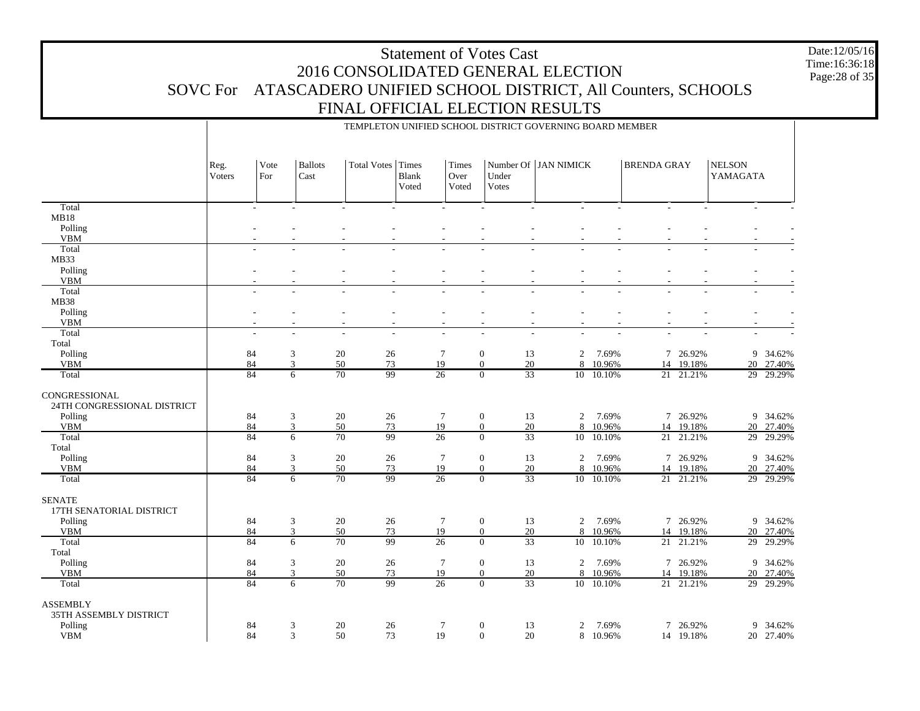# Statement of Votes Cast
## 2016 CONSOLIDATED GENERAL ELECTION
## SOVC For ATASCADERO UNIFIED SCHOOL DISTRICT, All Counters, SCHOOLS
## FINAL OFFICIAL ELECTION RESULTS

Date:12/05/16
Time:16:36:18

TEMPLETON UNIFIED SCHOOL DISTRICT GOVERNING BOARD MEMBER

| | Reg. Voters | Vote For | Ballots Cast | Total Votes | Times Blank Voted | Times Over Voted | Number Of Under Votes | JAN NIMICK | | BRENDA GRAY | | NELSON YAMAGATA | |
|---|---|---|---|---|---|---|---|---|---|---|---|---|---|
| Total | - | - | - | - | - | - | - | - | - | - | - | - | - |
| MB18 | | | | | | | | | | | | | |
| Polling | - | - | - | - | - | - | - | - | - | - | - | - | - |
| VBM | - | - | - | - | - | - | - | - | - | - | - | - | - |
| Total | - | - | - | - | - | - | - | - | - | - | - | - | - |
| MB33 | | | | | | | | | | | | | |
| Polling | - | - | - | - | - | - | - | - | - | - | - | - | - |
| VBM | - | - | - | - | - | - | - | - | - | - | - | - | - |
| Total | - | - | - | - | - | - | - | - | - | - | - | - | - |
| MB38 | | | | | | | | | | | | | |
| Polling | - | - | - | - | - | - | - | - | - | - | - | - | - |
| VBM | - | - | - | - | - | - | - | - | - | - | - | - | - |
| Total | - | - | - | - | - | - | - | - | - | - | - | - | - |
| Total | | | | | | | | | | | | | |
| Polling | 84 | 3 | 20 | 26 | 7 | 0 | 13 | 2 | 7.69% | 7 | 26.92% | 9 | 34.62% |
| VBM | 84 | 3 | 50 | 73 | 19 | 0 | 20 | 8 | 10.96% | 14 | 19.18% | 20 | 27.40% |
| Total | 84 | 6 | 70 | 99 | 26 | 0 | 33 | 10 | 10.10% | 21 | 21.21% | 29 | 29.29% |
| CONGRESSIONAL | | | | | | | | | | | | | |
| 24TH CONGRESSIONAL DISTRICT | | | | | | | | | | | | | |
| Polling | 84 | 3 | 20 | 26 | 7 | 0 | 13 | 2 | 7.69% | 7 | 26.92% | 9 | 34.62% |
| VBM | 84 | 3 | 50 | 73 | 19 | 0 | 20 | 8 | 10.96% | 14 | 19.18% | 20 | 27.40% |
| Total | 84 | 6 | 70 | 99 | 26 | 0 | 33 | 10 | 10.10% | 21 | 21.21% | 29 | 29.29% |
| Total | | | | | | | | | | | | | |
| Polling | 84 | 3 | 20 | 26 | 7 | 0 | 13 | 2 | 7.69% | 7 | 26.92% | 9 | 34.62% |
| VBM | 84 | 3 | 50 | 73 | 19 | 0 | 20 | 8 | 10.96% | 14 | 19.18% | 20 | 27.40% |
| Total | 84 | 6 | 70 | 99 | 26 | 0 | 33 | 10 | 10.10% | 21 | 21.21% | 29 | 29.29% |
| SENATE | | | | | | | | | | | | | |
| 17TH SENATORIAL DISTRICT | | | | | | | | | | | | | |
| Polling | 84 | 3 | 20 | 26 | 7 | 0 | 13 | 2 | 7.69% | 7 | 26.92% | 9 | 34.62% |
| VBM | 84 | 3 | 50 | 73 | 19 | 0 | 20 | 8 | 10.96% | 14 | 19.18% | 20 | 27.40% |
| Total | 84 | 6 | 70 | 99 | 26 | 0 | 33 | 10 | 10.10% | 21 | 21.21% | 29 | 29.29% |
| Total | | | | | | | | | | | | | |
| Polling | 84 | 3 | 20 | 26 | 7 | 0 | 13 | 2 | 7.69% | 7 | 26.92% | 9 | 34.62% |
| VBM | 84 | 3 | 50 | 73 | 19 | 0 | 20 | 8 | 10.96% | 14 | 19.18% | 20 | 27.40% |
| Total | 84 | 6 | 70 | 99 | 26 | 0 | 33 | 10 | 10.10% | 21 | 21.21% | 29 | 29.29% |
| ASSEMBLY | | | | | | | | | | | | | |
| 35TH ASSEMBLY DISTRICT | | | | | | | | | | | | | |
| Polling | 84 | 3 | 20 | 26 | 7 | 0 | 13 | 2 | 7.69% | 7 | 26.92% | 9 | 34.62% |
| VBM | 84 | 3 | 50 | 73 | 19 | 0 | 20 | 8 | 10.96% | 14 | 19.18% | 20 | 27.40% |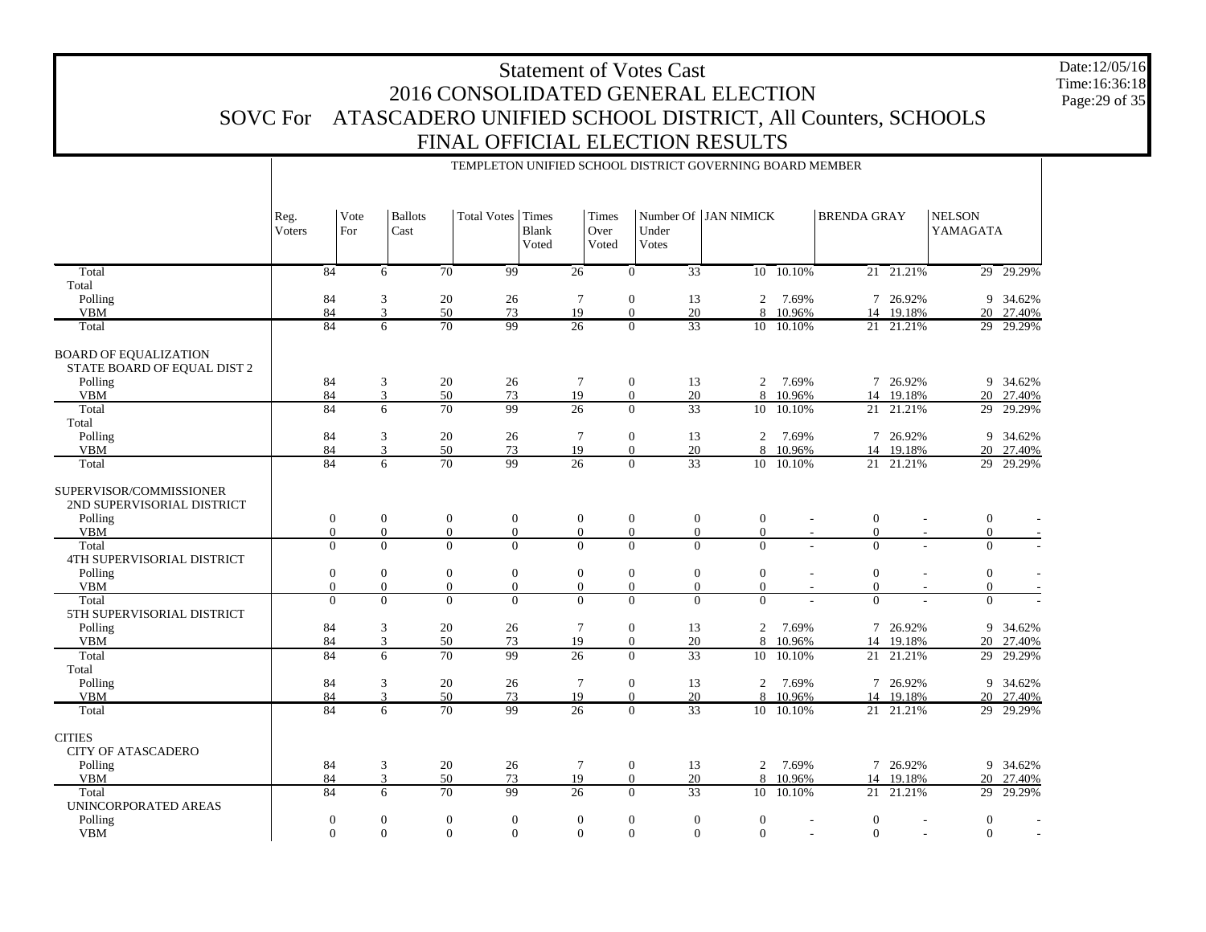# Statement of Votes Cast
## 2016 CONSOLIDATED GENERAL ELECTION
## SOVC For ATASCADERO UNIFIED SCHOOL DISTRICT, All Counters, SCHOOLS
## FINAL OFFICIAL ELECTION RESULTS

Date:12/05/16
Time:16:36:18

TEMPLETON UNIFIED SCHOOL DISTRICT GOVERNING BOARD MEMBER

| | Reg. Voters | Vote For | Ballots Cast | Total Votes | Times Blank Voted | Times Over Voted | Number Of Under Votes | JAN NIMICK | | BRENDA GRAY | | NELSON YAMAGATA | |
|---|---|---|---|---|---|---|---|---|---|---|---|---|---|
| Total | 84 | 6 | 70 | 99 | 26 | 0 | 33 | 10 | 10.10% | 21 | 21.21% | 29 | 29.29% |
| Total | | | | | | | | | | | | | |
| Polling | 84 | 3 | 20 | 26 | 7 | 0 | 13 | 2 | 7.69% | 7 | 26.92% | 9 | 34.62% |
| VBM | 84 | 3 | 50 | 73 | 19 | 0 | 20 | 8 | 10.96% | 14 | 19.18% | 20 | 27.40% |
| Total | 84 | 6 | 70 | 99 | 26 | 0 | 33 | 10 | 10.10% | 21 | 21.21% | 29 | 29.29% |
| BOARD OF EQUALIZATION | | | | | | | | | | | | | |
| STATE BOARD OF EQUAL DIST 2 | | | | | | | | | | | | | |
| Polling | 84 | 3 | 20 | 26 | 7 | 0 | 13 | 2 | 7.69% | 7 | 26.92% | 9 | 34.62% |
| VBM | 84 | 3 | 50 | 73 | 19 | 0 | 20 | 8 | 10.96% | 14 | 19.18% | 20 | 27.40% |
| Total | 84 | 6 | 70 | 99 | 26 | 0 | 33 | 10 | 10.10% | 21 | 21.21% | 29 | 29.29% |
| Total | | | | | | | | | | | | | |
| Polling | 84 | 3 | 20 | 26 | 7 | 0 | 13 | 2 | 7.69% | 7 | 26.92% | 9 | 34.62% |
| VBM | 84 | 3 | 50 | 73 | 19 | 0 | 20 | 8 | 10.96% | 14 | 19.18% | 20 | 27.40% |
| Total | 84 | 6 | 70 | 99 | 26 | 0 | 33 | 10 | 10.10% | 21 | 21.21% | 29 | 29.29% |
| SUPERVISOR/COMMISSIONER | | | | | | | | | | | | | |
| 2ND SUPERVISORIAL DISTRICT | | | | | | | | | | | | | |
| Polling | 0 | 0 | 0 | 0 | 0 | 0 | 0 | 0 | - | 0 | - | 0 | - |
| VBM | 0 | 0 | 0 | 0 | 0 | 0 | 0 | 0 | - | 0 | - | 0 | - |
| Total | 0 | 0 | 0 | 0 | 0 | 0 | 0 | 0 | - | 0 | - | 0 | - |
| 4TH SUPERVISORIAL DISTRICT | | | | | | | | | | | | | |
| Polling | 0 | 0 | 0 | 0 | 0 | 0 | 0 | 0 | - | 0 | - | 0 | - |
| VBM | 0 | 0 | 0 | 0 | 0 | 0 | 0 | 0 | - | 0 | - | 0 | - |
| Total | 0 | 0 | 0 | 0 | 0 | 0 | 0 | 0 | - | 0 | - | 0 | - |
| 5TH SUPERVISORIAL DISTRICT | | | | | | | | | | | | | |
| Polling | 84 | 3 | 20 | 26 | 7 | 0 | 13 | 2 | 7.69% | 7 | 26.92% | 9 | 34.62% |
| VBM | 84 | 3 | 50 | 73 | 19 | 0 | 20 | 8 | 10.96% | 14 | 19.18% | 20 | 27.40% |
| Total | 84 | 6 | 70 | 99 | 26 | 0 | 33 | 10 | 10.10% | 21 | 21.21% | 29 | 29.29% |
| Total | | | | | | | | | | | | | |
| Polling | 84 | 3 | 20 | 26 | 7 | 0 | 13 | 2 | 7.69% | 7 | 26.92% | 9 | 34.62% |
| VBM | 84 | 3 | 50 | 73 | 19 | 0 | 20 | 8 | 10.96% | 14 | 19.18% | 20 | 27.40% |
| Total | 84 | 6 | 70 | 99 | 26 | 0 | 33 | 10 | 10.10% | 21 | 21.21% | 29 | 29.29% |
| CITIES | | | | | | | | | | | | | |
| CITY OF ATASCADERO | | | | | | | | | | | | | |
| Polling | 84 | 3 | 20 | 26 | 7 | 0 | 13 | 2 | 7.69% | 7 | 26.92% | 9 | 34.62% |
| VBM | 84 | 3 | 50 | 73 | 19 | 0 | 20 | 8 | 10.96% | 14 | 19.18% | 20 | 27.40% |
| Total | 84 | 6 | 70 | 99 | 26 | 0 | 33 | 10 | 10.10% | 21 | 21.21% | 29 | 29.29% |
| UNINCORPORATED AREAS | | | | | | | | | | | | | |
| Polling | 0 | 0 | 0 | 0 | 0 | 0 | 0 | 0 | - | 0 | - | 0 | - |
| VBM | 0 | 0 | 0 | 0 | 0 | 0 | 0 | 0 | - | 0 | - | 0 | - |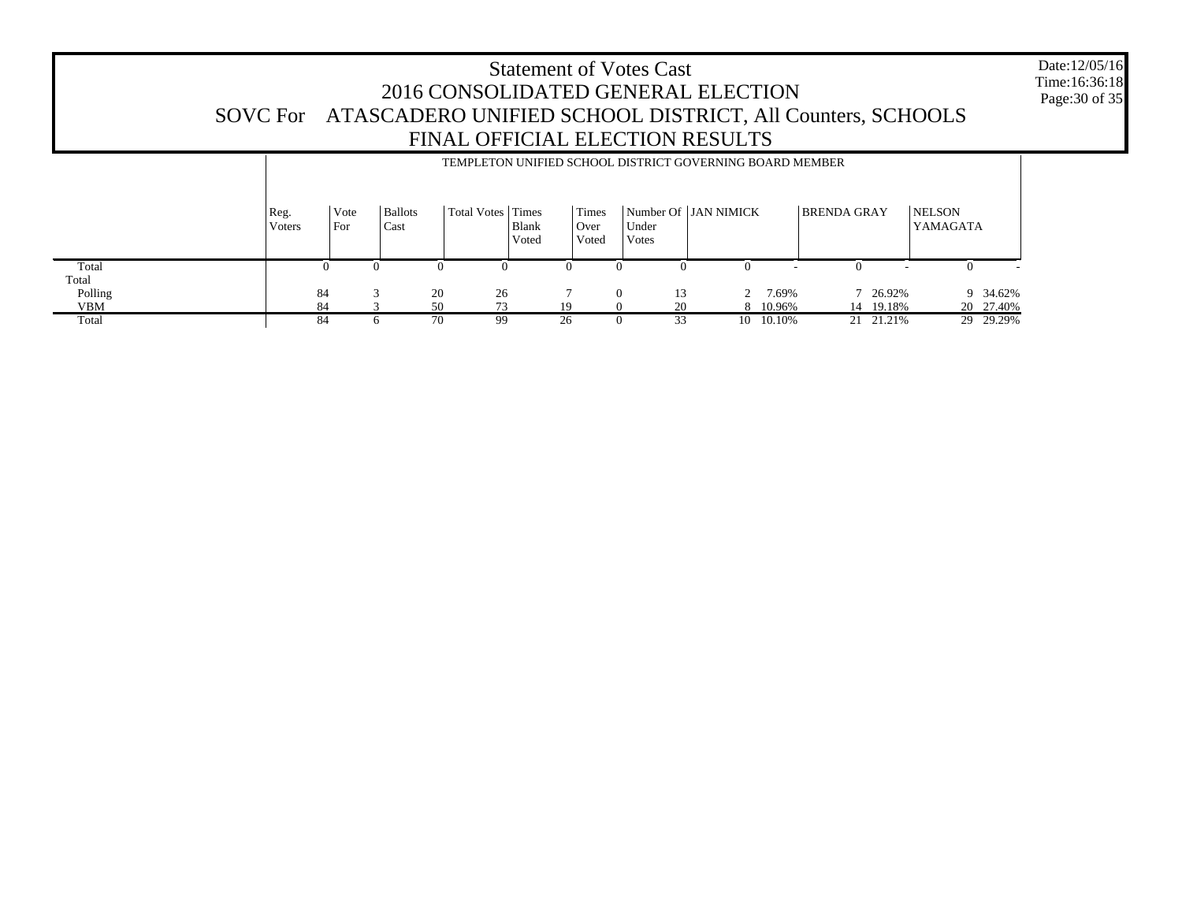# Statement of Votes Cast
## 2016 CONSOLIDATED GENERAL ELECTION
## SOVC For ATASCADERO UNIFIED SCHOOL DISTRICT, All Counters, SCHOOLS
## FINAL OFFICIAL ELECTION RESULTS

Date:12/05/16
Time:16:36:18

TEMPLETON UNIFIED SCHOOL DISTRICT GOVERNING BOARD MEMBER

| | Reg. Voters | Vote For | Ballots Cast | Total Votes | Times Blank Voted | Times Over Voted | Number Of Under Votes | JAN NIMICK | | BRENDA GRAY | | NELSON YAMAGATA | |
|---|---|---|---|---|---|---|---|---|---|---|---|---|---|
| Total | 0 | 0 | 0 | 0 | 0 | 0 | 0 | 0 | - | 0 | - | 0 | - |
| Total | | | | | | | | | | | | | |
| Polling | 84 | 3 | 20 | 26 | 7 | 0 | 13 | 2 | 7.69% | 7 | 26.92% | 9 | 34.62% |
| VBM | 84 | 3 | 50 | 73 | 19 | 0 | 20 | 8 | 10.96% | 14 | 19.18% | 20 | 27.40% |
| Total | 84 | 6 | 70 | 99 | 26 | 0 | 33 | 10 | 10.10% | 21 | 21.21% | 29 | 29.29% |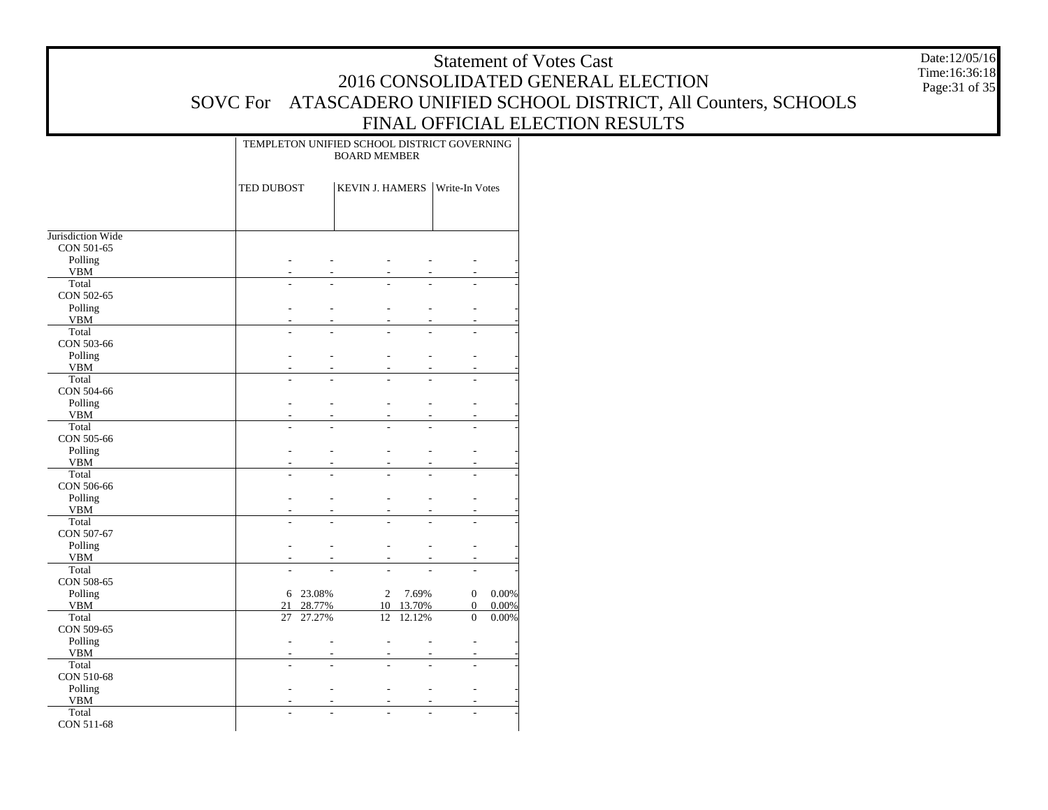# Statement of Votes Cast
## 2016 CONSOLIDATED GENERAL ELECTION
## SOVC For ATASCADERO UNIFIED SCHOOL DISTRICT, All Counters, SCHOOLS
## FINAL OFFICIAL ELECTION RESULTS

Date:12/05/16
Time:16:36:18

| | TEMPLETON UNIFIED SCHOOL DISTRICT GOVERNING BOARD MEMBER | | | | | |
|---|---|---|---|---|---|---|
| | TED DUBOST | | KEVIN J. HAMERS | | Write-In Votes | |
| Jurisdiction Wide | | | | | | |
| CON 501-65 | | | | | | |
| Polling | - | - | - | - | - | - |
| VBM | - | - | - | - | - | - |
| Total | - | - | - | - | - | - |
| CON 502-65 | | | | | | |
| Polling | - | - | - | - | - | - |
| VBM | - | - | - | - | - | - |
| Total | - | - | - | - | - | - |
| CON 503-66 | | | | | | |
| Polling | - | - | - | - | - | - |
| VBM | - | - | - | - | - | - |
| Total | - | - | - | - | - | - |
| CON 504-66 | | | | | | |
| Polling | - | - | - | - | - | - |
| VBM | - | - | - | - | - | - |
| Total | - | - | - | - | - | - |
| CON 505-66 | | | | | | |
| Polling | - | - | - | - | - | - |
| VBM | - | - | - | - | - | - |
| Total | - | - | - | - | - | - |
| CON 506-66 | | | | | | |
| Polling | - | - | - | - | - | - |
| VBM | - | - | - | - | - | - |
| Total | - | - | - | - | - | - |
| CON 507-67 | | | | | | |
| Polling | - | - | - | - | - | - |
| VBM | - | - | - | - | - | - |
| Total | - | - | - | - | - | - |
| CON 508-65 | | | | | | |
| Polling | 6 | 23.08% | 2 | 7.69% | 0 | 0.00% |
| VBM | 21 | 28.77% | 10 | 13.70% | 0 | 0.00% |
| Total | 27 | 27.27% | 12 | 12.12% | 0 | 0.00% |
| CON 509-65 | | | | | | |
| Polling | - | - | - | - | - | - |
| VBM | - | - | - | - | - | - |
| Total | - | - | - | - | - | - |
| CON 510-68 | | | | | | |
| Polling | - | - | - | - | - | - |
| VBM | - | - | - | - | - | - |
| Total | - | - | - | - | - | - |
| CON 511-68 | | | | | | |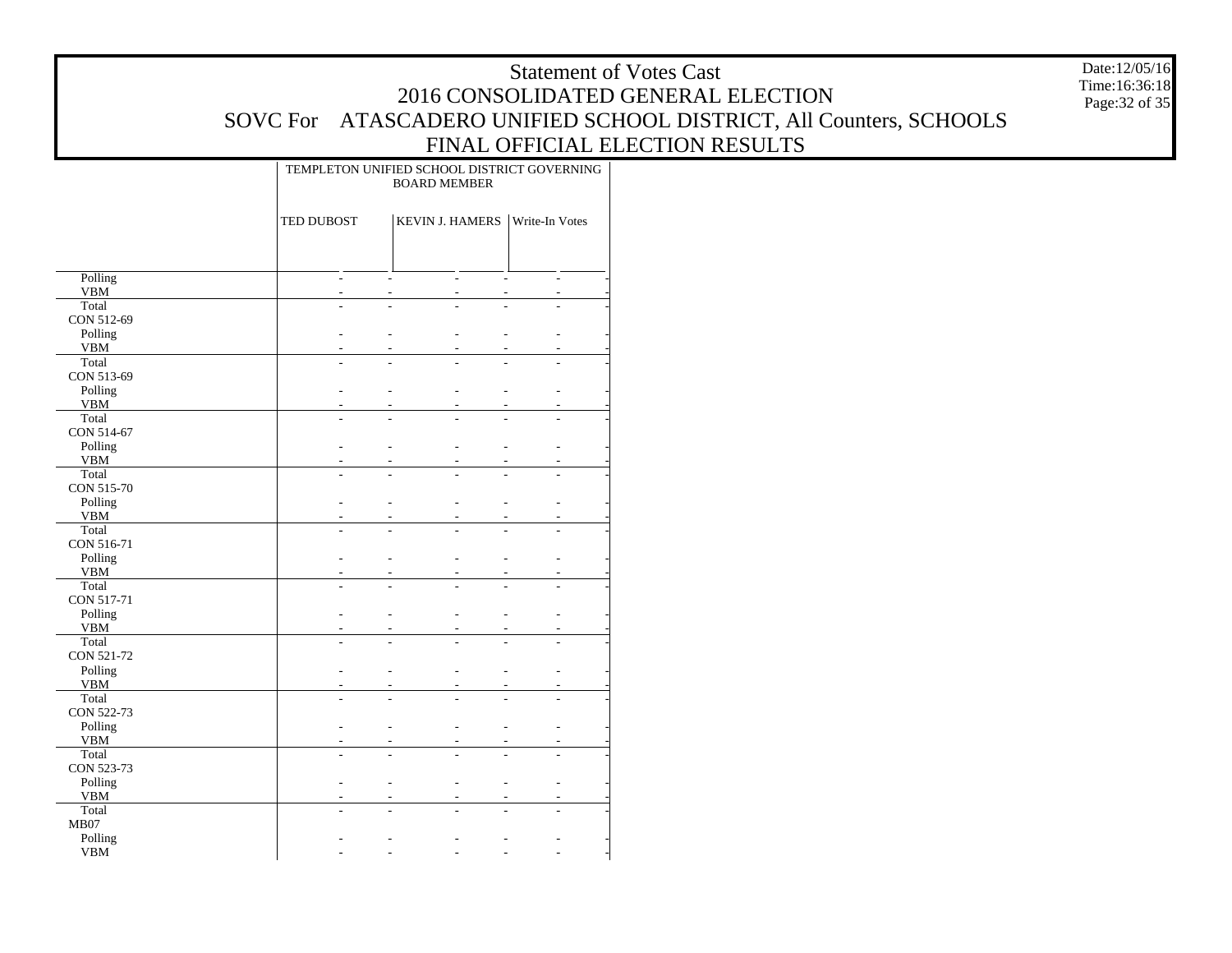# Statement of Votes Cast
## 2016 CONSOLIDATED GENERAL ELECTION
## SOVC For ATASCADERO UNIFIED SCHOOL DISTRICT, All Counters, SCHOOLS
## FINAL OFFICIAL ELECTION RESULTS

Date:12/05/16
Time:16:36:18

| | TEMPLETON UNIFIED SCHOOL DISTRICT GOVERNING BOARD MEMBER | | | | | |
|---|---|---|---|---|---|---|
| | TED DUBOST | | KEVIN J. HAMERS | | Write-In Votes | |
| Polling | - | - | - | - | - | - |
| VBM | - | - | - | - | - | - |
| Total | - | - | - | - | - | - |
| CON 512-69 | | | | | | |
| Polling | - | - | - | - | - | - |
| VBM | - | - | - | - | - | - |
| Total | - | - | - | - | - | - |
| CON 513-69 | | | | | | |
| Polling | - | - | - | - | - | - |
| VBM | - | - | - | - | - | - |
| Total | - | - | - | - | - | - |
| CON 514-67 | | | | | | |
| Polling | - | - | - | - | - | - |
| VBM | - | - | - | - | - | - |
| Total | - | - | - | - | - | - |
| CON 515-70 | | | | | | |
| Polling | - | - | - | - | - | - |
| VBM | - | - | - | - | - | - |
| Total | - | - | - | - | - | - |
| CON 516-71 | | | | | | |
| Polling | - | - | - | - | - | - |
| VBM | - | - | - | - | - | - |
| Total | - | - | - | - | - | - |
| CON 517-71 | | | | | | |
| Polling | - | - | - | - | - | - |
| VBM | - | - | - | - | - | - |
| Total | - | - | - | - | - | - |
| CON 521-72 | | | | | | |
| Polling | - | - | - | - | - | - |
| VBM | - | - | - | - | - | - |
| Total | - | - | - | - | - | - |
| CON 522-73 | | | | | | |
| Polling | - | - | - | - | - | - |
| VBM | - | - | - | - | - | - |
| Total | - | - | - | - | - | - |
| CON 523-73 | | | | | | |
| Polling | - | - | - | - | - | - |
| VBM | - | - | - | - | - | - |
| Total | - | - | - | - | - | - |
| MB07 | | | | | | |
| Polling | - | - | - | - | - | - |
| VBM | - | - | - | - | - | - |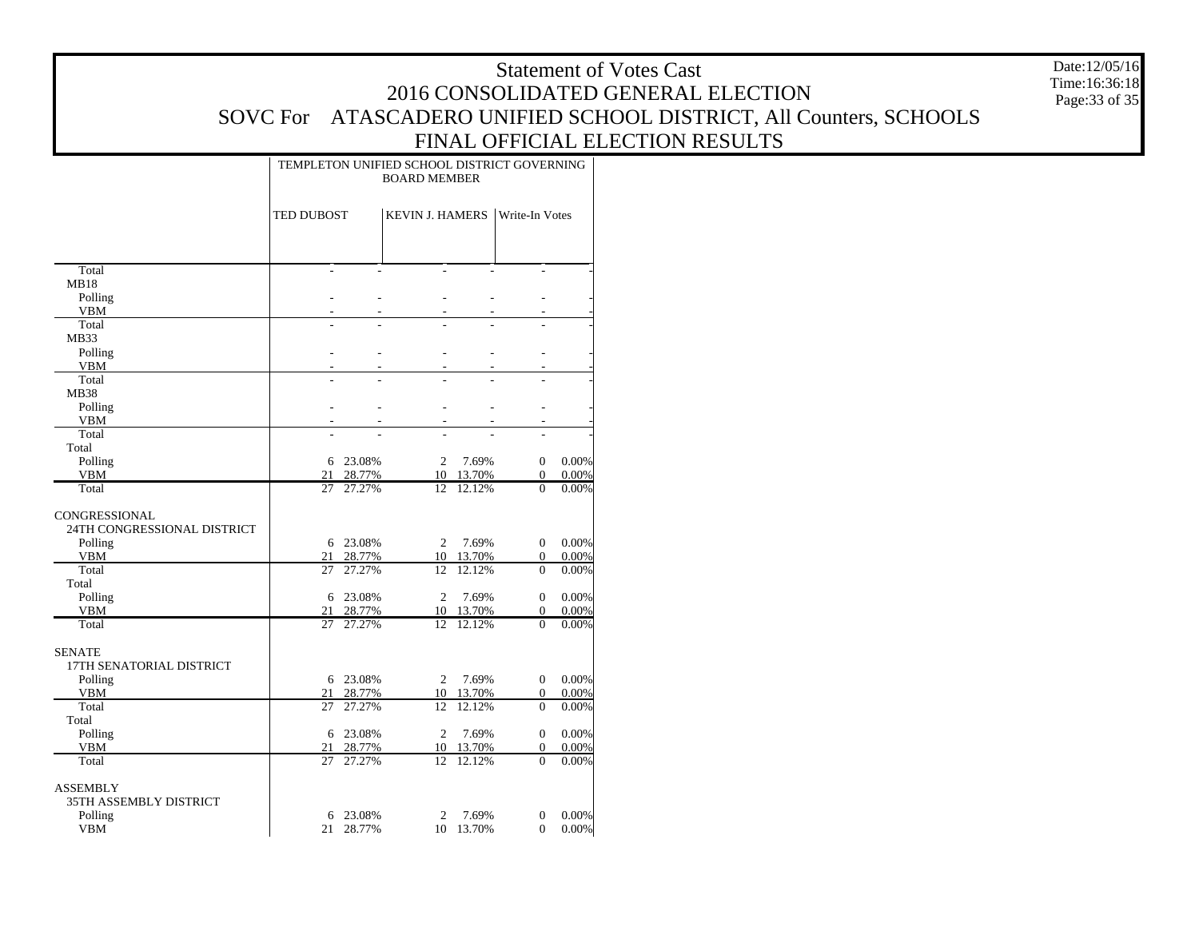# Statement of Votes Cast
## 2016 CONSOLIDATED GENERAL ELECTION
## SOVC For ATASCADERO UNIFIED SCHOOL DISTRICT, All Counters, SCHOOLS
## FINAL OFFICIAL ELECTION RESULTS

Date:12/05/16
Time:16:36:18

| | TEMPLETON UNIFIED SCHOOL DISTRICT GOVERNING BOARD MEMBER | | | | | |
|---|---|---|---|---|---|---|
| | TED DUBOST | | KEVIN J. HAMERS | | Write-In Votes | |
| Total | - | - | - | - | - | - |
| MB18 | | | | | | |
| Polling | - | - | - | - | - | - |
| VBM | - | - | - | - | - | - |
| Total | - | - | - | - | - | - |
| MB33 | | | | | | |
| Polling | - | - | - | - | - | - |
| VBM | - | - | - | - | - | - |
| Total | - | - | - | - | - | - |
| MB38 | | | | | | |
| Polling | - | - | - | - | - | - |
| VBM | - | - | - | - | - | - |
| Total | - | - | - | - | - | - |
| Total | | | | | | |
| Polling | 6 | 23.08% | 2 | 7.69% | 0 | 0.00% |
| VBM | 21 | 28.77% | 10 | 13.70% | 0 | 0.00% |
| Total | 27 | 27.27% | 12 | 12.12% | 0 | 0.00% |
| CONGRESSIONAL | | | | | | |
| 24TH CONGRESSIONAL DISTRICT | | | | | | |
| Polling | 6 | 23.08% | 2 | 7.69% | 0 | 0.00% |
| VBM | 21 | 28.77% | 10 | 13.70% | 0 | 0.00% |
| Total | 27 | 27.27% | 12 | 12.12% | 0 | 0.00% |
| Total | | | | | | |
| Polling | 6 | 23.08% | 2 | 7.69% | 0 | 0.00% |
| VBM | 21 | 28.77% | 10 | 13.70% | 0 | 0.00% |
| Total | 27 | 27.27% | 12 | 12.12% | 0 | 0.00% |
| SENATE | | | | | | |
| 17TH SENATORIAL DISTRICT | | | | | | |
| Polling | 6 | 23.08% | 2 | 7.69% | 0 | 0.00% |
| VBM | 21 | 28.77% | 10 | 13.70% | 0 | 0.00% |
| Total | 27 | 27.27% | 12 | 12.12% | 0 | 0.00% |
| Total | | | | | | |
| Polling | 6 | 23.08% | 2 | 7.69% | 0 | 0.00% |
| VBM | 21 | 28.77% | 10 | 13.70% | 0 | 0.00% |
| Total | 27 | 27.27% | 12 | 12.12% | 0 | 0.00% |
| ASSEMBLY | | | | | | |
| 35TH ASSEMBLY DISTRICT | | | | | | |
| Polling | 6 | 23.08% | 2 | 7.69% | 0 | 0.00% |
| VBM | 21 | 28.77% | 10 | 13.70% | 0 | 0.00% |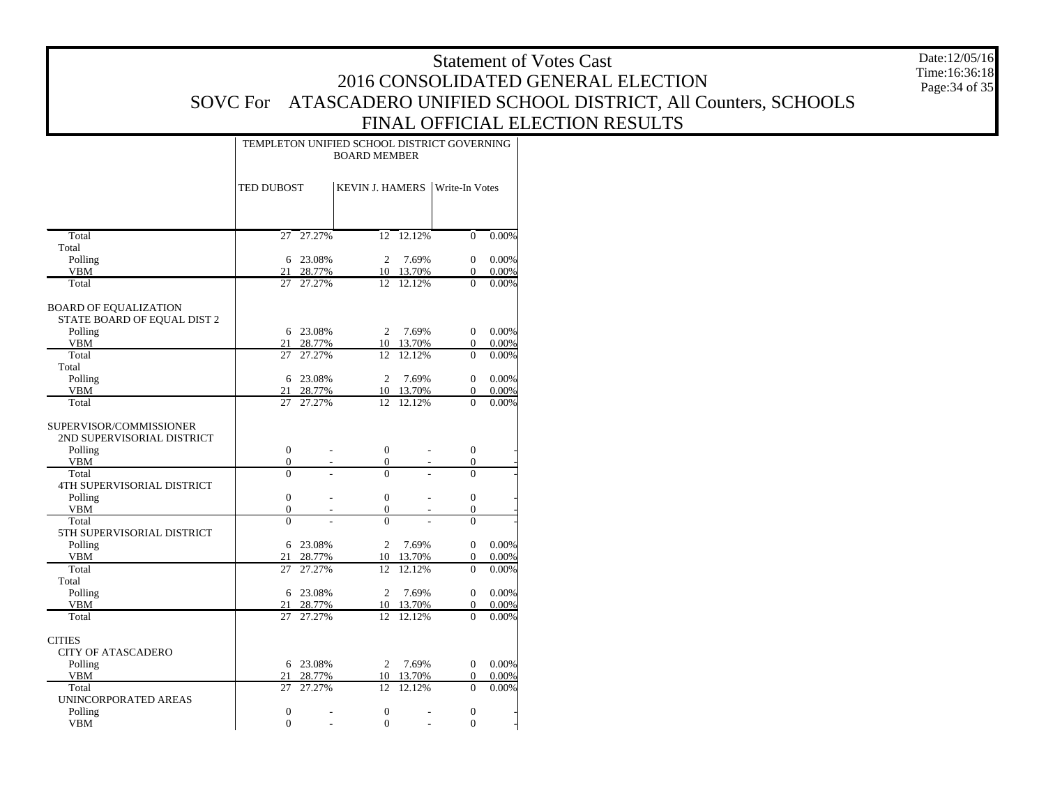# Statement of Votes Cast
## 2016 CONSOLIDATED GENERAL ELECTION
## SOVC For ATASCADERO UNIFIED SCHOOL DISTRICT, All Counters, SCHOOLS
## FINAL OFFICIAL ELECTION RESULTS

Date:12/05/16
Time:16:36:18

| | TEMPLETON UNIFIED SCHOOL DISTRICT GOVERNING BOARD MEMBER | | | | | |
|---|---|---|---|---|---|---|
| | TED DUBOST | | KEVIN J. HAMERS | | Write-In Votes | |
| Total | 27 | 27.27% | 12 | 12.12% | 0 | 0.00% |
| Total | | | | | | |
| Polling | 6 | 23.08% | 2 | 7.69% | 0 | 0.00% |
| VBM | 21 | 28.77% | 10 | 13.70% | 0 | 0.00% |
| Total | 27 | 27.27% | 12 | 12.12% | 0 | 0.00% |
| BOARD OF EQUALIZATION | | | | | | |
| STATE BOARD OF EQUAL DIST 2 | | | | | | |
| Polling | 6 | 23.08% | 2 | 7.69% | 0 | 0.00% |
| VBM | 21 | 28.77% | 10 | 13.70% | 0 | 0.00% |
| Total | 27 | 27.27% | 12 | 12.12% | 0 | 0.00% |
| Total | | | | | | |
| Polling | 6 | 23.08% | 2 | 7.69% | 0 | 0.00% |
| VBM | 21 | 28.77% | 10 | 13.70% | 0 | 0.00% |
| Total | 27 | 27.27% | 12 | 12.12% | 0 | 0.00% |
| SUPERVISOR/COMMISSIONER | | | | | | |
| 2ND SUPERVISORIAL DISTRICT | | | | | | |
| Polling | 0 | - | 0 | - | 0 | - |
| VBM | 0 | - | 0 | - | 0 | - |
| Total | 0 | - | 0 | - | 0 | - |
| 4TH SUPERVISORIAL DISTRICT | | | | | | |
| Polling | 0 | - | 0 | - | 0 | - |
| VBM | 0 | - | 0 | - | 0 | - |
| Total | 0 | - | 0 | - | 0 | - |
| 5TH SUPERVISORIAL DISTRICT | | | | | | |
| Polling | 6 | 23.08% | 2 | 7.69% | 0 | 0.00% |
| VBM | 21 | 28.77% | 10 | 13.70% | 0 | 0.00% |
| Total | 27 | 27.27% | 12 | 12.12% | 0 | 0.00% |
| Total | | | | | | |
| Polling | 6 | 23.08% | 2 | 7.69% | 0 | 0.00% |
| VBM | 21 | 28.77% | 10 | 13.70% | 0 | 0.00% |
| Total | 27 | 27.27% | 12 | 12.12% | 0 | 0.00% |
| CITIES | | | | | | |
| CITY OF ATASCADERO | | | | | | |
| Polling | 6 | 23.08% | 2 | 7.69% | 0 | 0.00% |
| VBM | 21 | 28.77% | 10 | 13.70% | 0 | 0.00% |
| Total | 27 | 27.27% | 12 | 12.12% | 0 | 0.00% |
| UNINCORPORATED AREAS | | | | | | |
| Polling | 0 | - | 0 | - | 0 | - |
| VBM | 0 | - | 0 | - | 0 | - |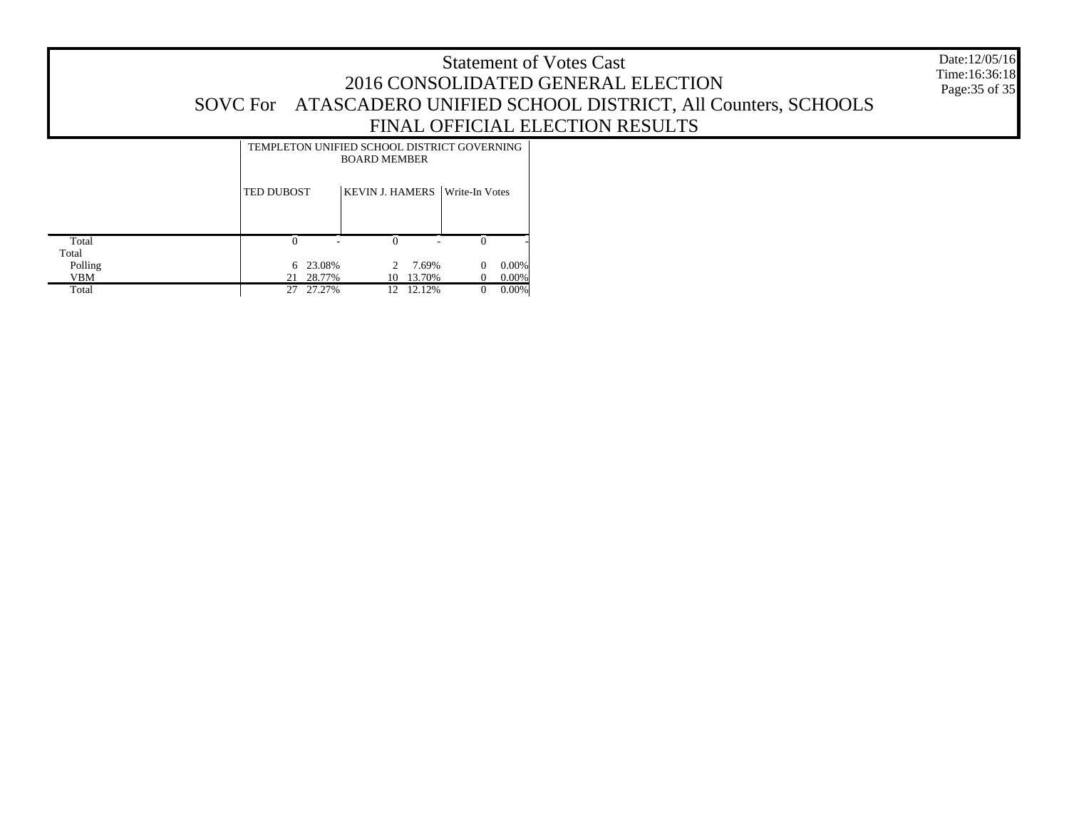# Statement of Votes Cast
## 2016 CONSOLIDATED GENERAL ELECTION
## SOVC For ATASCADERO UNIFIED SCHOOL DISTRICT, All Counters, SCHOOLS
## FINAL OFFICIAL ELECTION RESULTS

Date:12/05/16
Time:16:36:18

| | TEMPLETON UNIFIED SCHOOL DISTRICT GOVERNING BOARD MEMBER | | | | | |
|---|---|---|---|---|---|---|
| | TED DUBOST | | KEVIN J. HAMERS | | Write-In Votes | |
| Total | 0 | - | 0 | - | 0 | - |
| Total | | | | | | |
| Polling | 6 | 23.08% | 2 | 7.69% | 0 | 0.00% |
| VBM | 21 | 28.77% | 10 | 13.70% | 0 | 0.00% |
| Total | 27 | 27.27% | 12 | 12.12% | 0 | 0.00% |